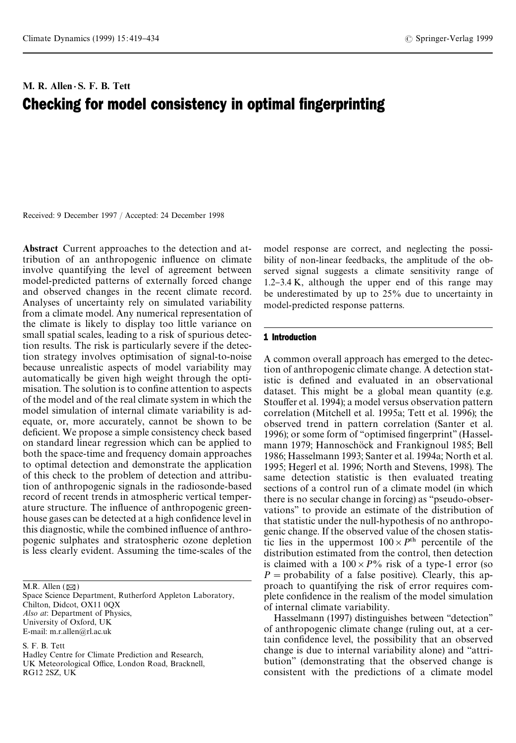M. R. Allen · S. F. B. Tett

# Checking for model consistency in optimal fingerprinting

Received: 9 December 1997 / Accepted: 24 December 1998

**Abstract** Current approaches to the detection and attribution of an anthropogenic influence on climate involve quantifying the level of agreement between model-predicted patterns of externally forced change and observed changes in the recent climate record. Analyses of uncertainty rely on simulated variability from a climate model. Any numerical representation of the climate is likely to display too little variance on small spatial scales, leading to a risk of spurious detection results. The risk is particularly severe if the detection strategy involves optimisation of signal-to-noise because unrealistic aspects of model variability may automatically be given high weight through the optimisation. The solution is to confine attention to aspects of the model and of the real climate system in which the model simulation of internal climate variability is adequate, or, more accurately, cannot be shown to be deficient. We propose a simple consistency check based on standard linear regression which can be applied to both the space-time and frequency domain approaches to optimal detection and demonstrate the application of this check to the problem of detection and attribution of anthropogenic signals in the radiosonde-based record of recent trends in atmospheric vertical temperature structure. The influence of anthropogenic greenhouse gases can be detected at a high confidence level in this diagnostic, while the combined influence of anthropogenic sulphates and stratospheric ozone depletion is less clearly evident. Assuming the time-scales of the model response are correct, and neglecting the possibility of non-linear feedbacks, the amplitude of the observed signal suggests a climate sensitivity range of 1.2–3.4 K, although the upper end of this range may be underestimated by up to 25% due to uncertainty in model-predicted response patterns.

M.R. Allen (✉)
Space Science Department, Rutherford Appleton Laboratory, Chilton, Didcot, OX11 0QX
*Also at*: Department of Physics, University of Oxford, UK
E-mail: m.r.allen@rl.ac.uk

S. F. B. Tett
Hadley Centre for Climate Prediction and Research, UK Meteorological Office, London Road, Bracknell, RG12 2SZ, UK

## 1 Introduction

A common overall approach has emerged to the detection of anthropogenic climate change. A detection statistic is defined and evaluated in an observational dataset. This might be a global mean quantity (e.g. Stouffer et al. 1994); a model versus observation pattern correlation (Mitchell et al. 1995a; Tett et al. 1996); the observed trend in pattern correlation (Santer et al. 1996); or some form of "optimised fingerprint" (Hasselmann 1979; Hannoschöck and Frankignoul 1985; Bell 1986; Hasselmann 1993; Santer et al. 1994a; North et al. 1995; Hegerl et al. 1996; North and Stevens, 1998). The same detection statistic is then evaluated treating sections of a control run of a climate model (in which there is no secular change in forcing) as "pseudo-observations" to provide an estimate of the distribution of that statistic under the null-hypothesis of no anthropogenic change. If the observed value of the chosen statistic lies in the uppermost $100 \times P^{\text{th}}$ percentile of the distribution estimated from the control, then detection is claimed with a $100 \times P\%$ risk of a type-1 error (so $P$ = probability of a false positive). Clearly, this approach to quantifying the risk of error requires complete confidence in the realism of the model simulation of internal climate variability.

Hasselmann (1997) distinguishes between "detection" of anthropogenic climate change (ruling out, at a certain confidence level, the possibility that an observed change is due to internal variability alone) and "attribution" (demonstrating that the observed change is consistent with the predictions of a climate model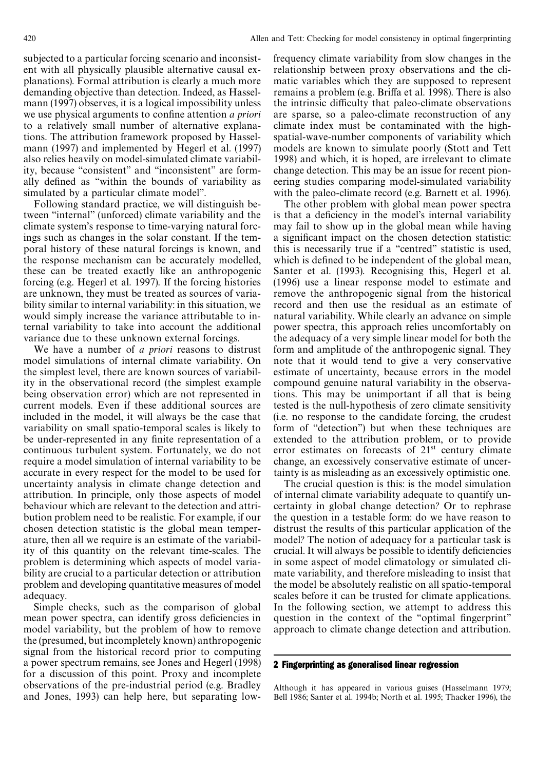subjected to a particular forcing scenario and inconsistent with all physically plausible alternative causal explanations). Formal attribution is clearly a much more demanding objective than detection. Indeed, as Hasselmann (1997) observes, it is a logical impossibility unless we use physical arguments to confine attention *a priori* to a relatively small number of alternative explanations. The attribution framework proposed by Hasselmann (1997) and implemented by Hegerl et al. (1997) also relies heavily on model-simulated climate variability, because "consistent" and "inconsistent" are formally defined as "within the bounds of variability as simulated by a particular climate model".

Following standard practice, we will distinguish between "internal" (unforced) climate variability and the climate system's response to time-varying natural forcings such as changes in the solar constant. If the temporal history of these natural forcings is known, and the response mechanism can be accurately modelled, these can be treated exactly like an anthropogenic forcing (e.g. Hegerl et al. 1997). If the forcing histories are unknown, they must be treated as sources of variability similar to internal variability: in this situation, we would simply increase the variance attributable to internal variability to take into account the additional variance due to these unknown external forcings.

We have a number of *a priori* reasons to distrust model simulations of internal climate variability. On the simplest level, there are known sources of variability in the observational record (the simplest example being observation error) which are not represented in current models. Even if these additional sources are included in the model, it will always be the case that variability on small spatio-temporal scales is likely to be under-represented in any finite representation of a continuous turbulent system. Fortunately, we do not require a model simulation of internal variability to be accurate in every respect for the model to be used for uncertainty analysis in climate change detection and attribution. In principle, only those aspects of model behaviour which are relevant to the detection and attribution problem need to be realistic. For example, if our chosen detection statistic is the global mean temperature, then all we require is an estimate of the variability of this quantity on the relevant time-scales. The problem is determining which aspects of model variability are crucial to a particular detection or attribution problem and developing quantitative measures of model adequacy.

Simple checks, such as the comparison of global mean power spectra, can identify gross deficiencies in model variability, but the problem of how to remove the (presumed, but incompletely known) anthropogenic signal from the historical record prior to computing a power spectrum remains, see Jones and Hegerl (1998) for a discussion of this point. Proxy and incomplete observations of the pre-industrial period (e.g. Bradley and Jones, 1993) can help here, but separating low-frequency climate variability from slow changes in the relationship between proxy observations and the climatic variables which they are supposed to represent remains a problem (e.g. Briffa et al. 1998). There is also the intrinsic difficulty that paleo-climate observations are sparse, so a paleo-climate reconstruction of any climate index must be contaminated with the high-spatial-wave-number components of variability which models are known to simulate poorly (Stott and Tett 1998) and which, it is hoped, are irrelevant to climate change detection. This may be an issue for recent pioneering studies comparing model-simulated variability with the paleo-climate record (e.g. Barnett et al. 1996).

The other problem with global mean power spectra is that a deficiency in the model's internal variability may fail to show up in the global mean while having a significant impact on the chosen detection statistic: this is necessarily true if a "centred" statistic is used, which is defined to be independent of the global mean, Santer et al. (1993). Recognising this, Hegerl et al. (1996) use a linear response model to estimate and remove the anthropogenic signal from the historical record and then use the residual as an estimate of natural variability. While clearly an advance on simple power spectra, this approach relies uncomfortably on the adequacy of a very simple linear model for both the form and amplitude of the anthropogenic signal. They note that it would tend to give a very conservative estimate of uncertainty, because errors in the model compound genuine natural variability in the observations. This may be unimportant if all that is being tested is the null-hypothesis of zero climate sensitivity (i.e. no response to the candidate forcing, the crudest form of "detection") but when these techniques are extended to the attribution problem, or to provide error estimates on forecasts of 21[st] century climate change, an excessively conservative estimate of uncertainty is as misleading as an excessively optimistic one.

The crucial question is this: is the model simulation of internal climate variability adequate to quantify uncertainty in global change detection? Or to rephrase the question in a testable form: do we have reason to distrust the results of this particular application of the model? The notion of adequacy for a particular task is crucial. It will always be possible to identify deficiencies in some aspect of model climatology or simulated climate variability, and therefore misleading to insist that the model be absolutely realistic on all spatio-temporal scales before it can be trusted for climate applications. In the following section, we attempt to address this question in the context of the "optimal fingerprint" approach to climate change detection and attribution.

## 2 Fingerprinting as generalised linear regression

Although it has appeared in various guises (Hasselmann 1979; Bell 1986; Santer et al. 1994b; North et al. 1995; Thacker 1996), the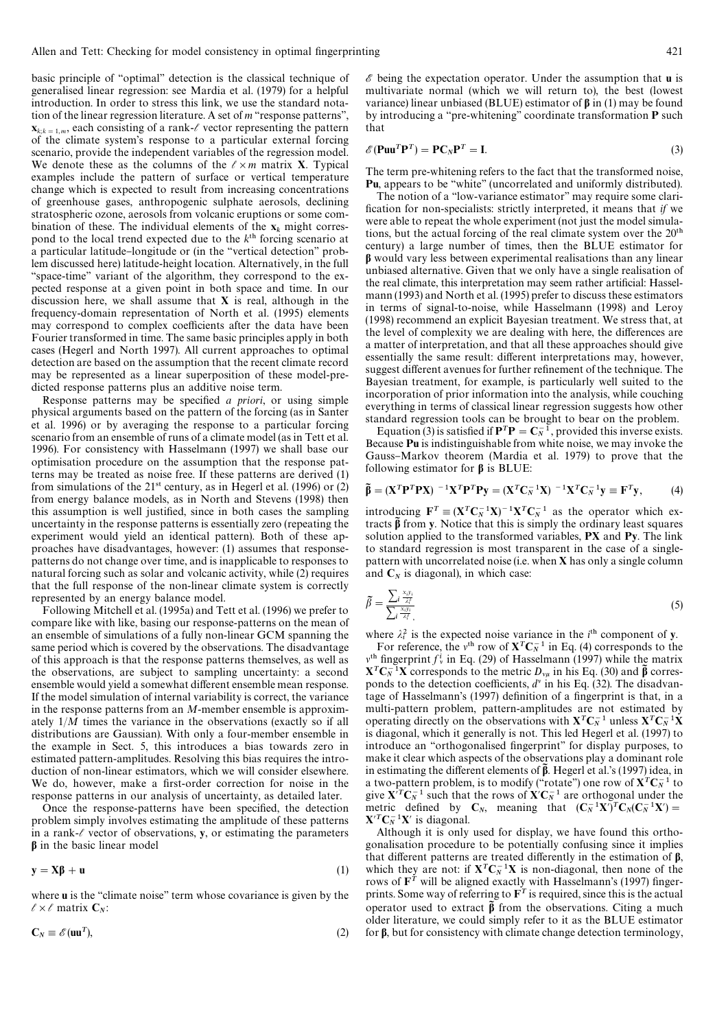basic principle of "optimal" detection is the classical technique of generalised linear regression: see Mardia et al. (1979) for a helpful introduction. In order to stress this link, we use the standard notation of the linear regression literature. A set of $m$ "response patterns", $\mathbf{x}_{k;k=1,m}$, each consisting of a rank-$\ell$ vector representing the pattern of the climate system's response to a particular external forcing scenario, provide the independent variables of the regression model. We denote these as the columns of the $\ell \times m$ matrix $\mathbf{X}$. Typical examples include the pattern of surface or vertical temperature change which is expected to result from increasing concentrations of greenhouse gases, anthropogenic sulphate aerosols, declining stratospheric ozone, aerosols from volcanic eruptions or some combination of these. The individual elements of the $\mathbf{x}_k$ might correspond to the local trend expected due to the $k^{\text{th}}$ forcing scenario at a particular latitude–longitude or (in the "vertical detection" problem discussed here) latitude-height location. Alternatively, in the full "space-time" variant of the algorithm, they correspond to the expected response at a given point in both space and time. In our discussion here, we shall assume that $\mathbf{X}$ is real, although in the frequency-domain representation of North et al. (1995) elements may correspond to complex coefficients after the data have been Fourier transformed in time. The same basic principles apply in both cases (Hegerl and North 1997). All current approaches to optimal detection are based on the assumption that the recent climate record may be represented as a linear superposition of these model-predicted response patterns plus an additive noise term.

Response patterns may be specified *a priori*, or using simple physical arguments based on the pattern of the forcing (as in Santer et al. 1996) or by averaging the response to a particular forcing scenario from an ensemble of runs of a climate model (as in Tett et al. 1996). For consistency with Hasselmann (1997) we shall base our optimisation procedure on the assumption that the response patterns may be treated as noise free. If these patterns are derived (1) from simulations of the 21[st] century, as in Hegerl et al. (1996) or (2) from energy balance models, as in North and Stevens (1998) then this assumption is well justified, since in both cases the sampling uncertainty in the response patterns is essentially zero (repeating the experiment would yield an identical pattern). Both of these approaches have disadvantages, however: (1) assumes that response-patterns do not change over time, and is inapplicable to responses to natural forcing such as solar and volcanic activity, while (2) requires that the full response of the non-linear climate system is correctly represented by an energy balance model.

Following Mitchell et al. (1995a) and Tett et al. (1996) we prefer to compare like with like, basing our response-patterns on the mean of an ensemble of simulations of a fully non-linear GCM spanning the same period which is covered by the observations. The disadvantage of this approach is that the response patterns themselves, as well as the observations, are subject to sampling uncertainty: a second ensemble would yield a somewhat different ensemble mean response. If the model simulation of internal variability is correct, the variance in the response patterns from an $M$-member ensemble is approximately $1/M$ times the variance in the observations (exactly so if all distributions are Gaussian). With only a four-member ensemble in the example in Sect. 5, this introduces a bias towards zero in estimated pattern-amplitudes. Resolving this bias requires the introduction of non-linear estimators, which we will consider elsewhere. We do, however, make a first-order correction for noise in the response patterns in our analysis of uncertainty, as detailed later.

Once the response-patterns have been specified, the detection problem simply involves estimating the amplitude of these patterns in a rank-$\ell$ vector of observations, $\mathbf{y}$, or estimating the parameters $\boldsymbol{\beta}$ in the basic linear model

$$\mathbf{y} = \mathbf{X}\boldsymbol{\beta} + \mathbf{u} \tag{1}$$

where $\mathbf{u}$ is the "climate noise" term whose covariance is given by the $\ell \times \ell$ matrix $\mathbf{C}_N$:

$$\mathbf{C}_N \equiv \mathscr{E}(\mathbf{u}\mathbf{u}^T), \tag{2}$$

$\mathscr{E}$ being the expectation operator. Under the assumption that $\mathbf{u}$ is multivariate normal (which we will return to), the best (lowest variance) linear unbiased (BLUE) estimator of $\boldsymbol{\beta}$ in (1) may be found by introducing a "pre-whitening" coordinate transformation $\mathbf{P}$ such that

$$\mathscr{E}(\mathbf{P}\mathbf{u}\mathbf{u}^T\mathbf{P}^T) = \mathbf{P}\mathbf{C}_N\mathbf{P}^T = \mathbf{I}. \tag{3}$$

The term pre-whitening refers to the fact that the transformed noise, $\mathbf{P}\mathbf{u}$, appears to be "white" (uncorrelated and uniformly distributed).

The notion of a "low-variance estimator" may require some clarification for non-specialists: strictly interpreted, it means that *if* we were able to repeat the whole experiment (not just the model simulations, but the actual forcing of the real climate system over the 20[th] century) a large number of times, then the BLUE estimator for $\boldsymbol{\beta}$ would vary less between experimental realisations than any linear unbiased alternative. Given that we only have a single realisation of the real climate, this interpretation may seem rather artificial: Hasselmann (1993) and North et al. (1995) prefer to discuss these estimators in terms of signal-to-noise, while Hasselmann (1998) and Leroy (1998) recommend an explicit Bayesian treatment. We stress that, at the level of complexity we are dealing with here, the differences are a matter of interpretation, and that all these approaches should give essentially the same result: different interpretations may, however, suggest different avenues for further refinement of the technique. The Bayesian treatment, for example, is particularly well suited to the incorporation of prior information into the analysis, while couching everything in terms of classical linear regression suggests how other standard regression tools can be brought to bear on the problem.

Equation (3) is satisfied if $\mathbf{P}^T\mathbf{P} = \mathbf{C}_N^{-1}$, provided this inverse exists. Because $\mathbf{P}\mathbf{u}$ is indistinguishable from white noise, we may invoke the Gauss–Markov theorem (Mardia et al. 1979) to prove that the following estimator for $\boldsymbol{\beta}$ is BLUE:

$$\tilde{\boldsymbol{\beta}} = (\mathbf{X}^T\mathbf{P}^T\mathbf{P}\mathbf{X})^{-1}\mathbf{X}^T\mathbf{P}^T\mathbf{P}\mathbf{y} = (\mathbf{X}^T\mathbf{C}_N^{-1}\mathbf{X})^{-1}\mathbf{X}^T\mathbf{C}_N^{-1}\mathbf{y} \equiv \mathbf{F}^T\mathbf{y}, \tag{4}$$

introducing $\mathbf{F}^T \equiv (\mathbf{X}^T\mathbf{C}_N^{-1}\mathbf{X})^{-1}\mathbf{X}^T\mathbf{C}_N^{-1}$ as the operator which extracts $\tilde{\boldsymbol{\beta}}$ from $\mathbf{y}$. Notice that this is simply the ordinary least squares solution applied to the transformed variables, $\mathbf{P}\mathbf{X}$ and $\mathbf{P}\mathbf{y}$. The link to standard regression is most transparent in the case of a single-pattern with uncorrelated noise (i.e. when $\mathbf{X}$ has only a single column and $\mathbf{C}_N$ is diagonal), in which case:

$$\tilde{\beta} = \frac{\sum_i \frac{x_i y_i}{\lambda_i^2}}{\sum_i \frac{x_i y_i}{\lambda_i^2}}. \tag{5}$$

where $\lambda_i^2$ is the expected noise variance in the $i^{\text{th}}$ component of $\mathbf{y}$.

For reference, the $v^{\text{th}}$ row of $\mathbf{X}^T\mathbf{C}_N^{-1}$ in Eq. (4) corresponds to the $v^{\text{th}}$ fingerprint $f_v^i$ in Eq. (29) of Hasselmann (1997) while the matrix $\mathbf{X}^T\mathbf{C}_N^{-1}\mathbf{X}$ corresponds to the metric $D_{v\mu}$ in his Eq. (30) and $\tilde{\boldsymbol{\beta}}$ corresponds to the detection coefficients, $d^v$ in his Eq. (32). The disadvantage of Hasselmann's (1997) definition of a fingerprint is that, in a multi-pattern problem, pattern-amplitudes are not estimated by operating directly on the observations with $\mathbf{X}^T\mathbf{C}_N^{-1}$ unless $\mathbf{X}^T\mathbf{C}_N^{-1}\mathbf{X}$ is diagonal, which it generally is not. This led Hegerl et al. (1997) to introduce an "orthogonalised fingerprint" for display purposes, to make it clear which aspects of the observations play a dominant role in estimating the different elements of $\tilde{\boldsymbol{\beta}}$. Hegerl et al.'s (1997) idea, in a two-pattern problem, is to modify ("rotate") one row of $\mathbf{X}^T\mathbf{C}_N^{-1}$ to give $\mathbf{X}'^T\mathbf{C}_N^{-1}$ such that the rows of $\mathbf{X}'\mathbf{C}_N^{-1}$ are orthogonal under the metric defined by $\mathbf{C}_N$, meaning that $(\mathbf{C}_N^{-1}\mathbf{X}')^T\mathbf{C}_N(\mathbf{C}_N^{-1}\mathbf{X}') = \mathbf{X}'^T\mathbf{C}_N^{-1}\mathbf{X}'$ is diagonal.

Although it is only used for display, we have found this orthogonalisation procedure to be potentially confusing since it implies that different patterns are treated differently in the estimation of $\boldsymbol{\beta}$, which they are not: if $\mathbf{X}^T\mathbf{C}_N^{-1}\mathbf{X}$ is non-diagonal, then none of the rows of $\mathbf{F}^T$ will be aligned exactly with Hasselmann's (1997) fingerprints. Some way of referring to $\mathbf{F}^T$ is required, since this is the actual operator used to extract $\tilde{\boldsymbol{\beta}}$ from the observations. Citing a much older literature, we could simply refer to it as the BLUE estimator for $\boldsymbol{\beta}$, but for consistency with climate change detection terminology,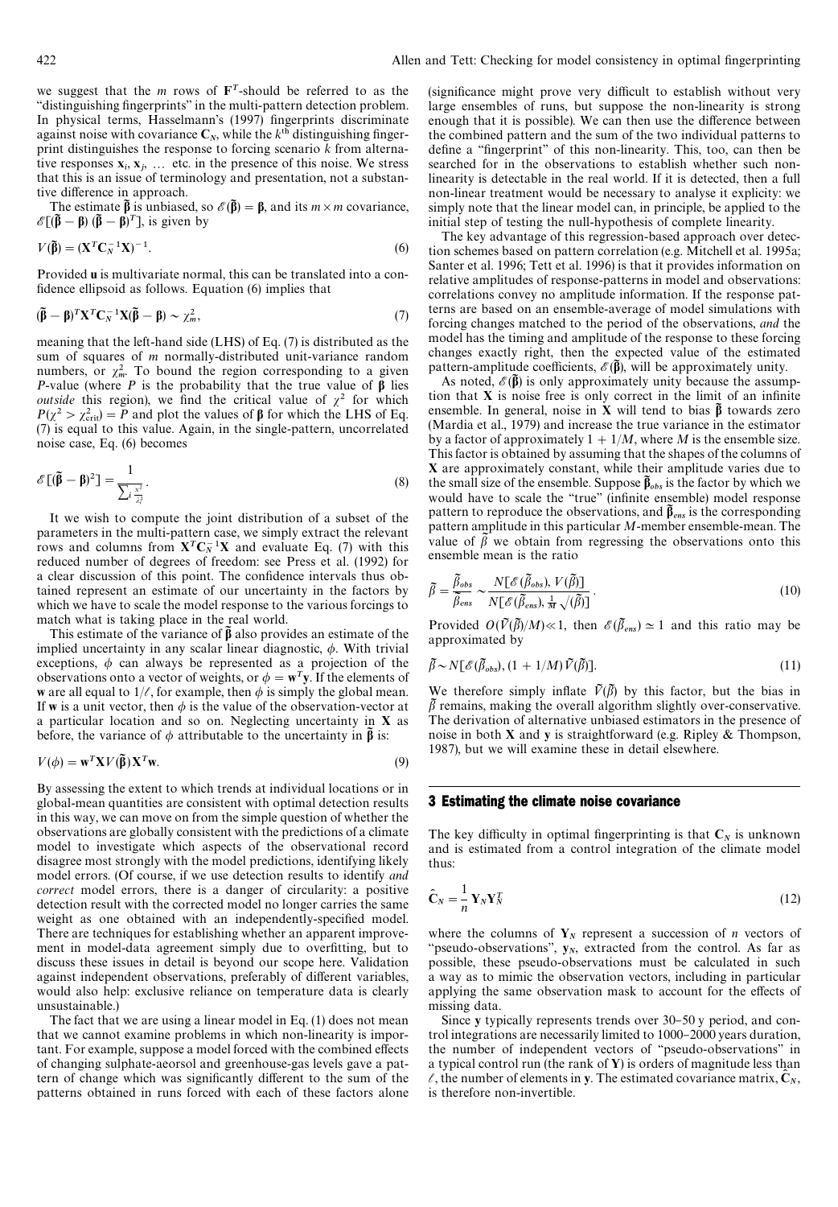we suggest that the $m$ rows of $\mathbf{F}^T$-should be referred to as the "distinguishing fingerprints" in the multi-pattern detection problem. In physical terms, Hasselmann's (1997) fingerprints discriminate against noise with covariance $\mathbf{C}_N$, while the $k^{th}$ distinguishing fingerprint distinguishes the response to forcing scenario $k$ from alternative responses $\mathbf{x}_i$, $\mathbf{x}_j$, … etc. in the presence of this noise. We stress that this is an issue of terminology and presentation, not a substantive difference in approach.

The estimate $\tilde{\boldsymbol{\beta}}$ is unbiased, so $\mathscr{E}(\tilde{\boldsymbol{\beta}}) = \boldsymbol{\beta}$, and its $m \times m$ covariance, $\mathscr{E}[(\tilde{\boldsymbol{\beta}} - \boldsymbol{\beta})(\tilde{\boldsymbol{\beta}} - \boldsymbol{\beta})^T]$, is given by

$$V(\tilde{\boldsymbol{\beta}}) = (\mathbf{X}^T\mathbf{C}_N^{-1}\mathbf{X})^{-1}. \tag{6}$$

Provided $\mathbf{u}$ is multivariate normal, this can be translated into a confidence ellipsoid as follows. Equation (6) implies that

$$(\tilde{\boldsymbol{\beta}} - \boldsymbol{\beta})^T\mathbf{X}^T\mathbf{C}_N^{-1}\mathbf{X}(\tilde{\boldsymbol{\beta}} - \boldsymbol{\beta}) \sim \chi^2_m, \tag{7}$$

meaning that the left-hand side (LHS) of Eq. (7) is distributed as the sum of squares of $m$ normally-distributed unit-variance random numbers, or $\chi^2_m$. To bound the region corresponding to a given $P$-value (where $P$ is the probability that the true value of $\boldsymbol{\beta}$ lies *outside* this region), we find the critical value of $\chi^2$ for which $P(\chi^2 > \chi^2_{crit}) = P$ and plot the values of $\boldsymbol{\beta}$ for which the LHS of Eq. (7) is equal to this value. Again, in the single-pattern, uncorrelated noise case, Eq. (6) becomes

$$\mathscr{E}[(\tilde{\boldsymbol{\beta}} - \boldsymbol{\beta})^2] = \frac{1}{\sum_i \frac{x_i^2}{\lambda_i^2}}. \tag{8}$$

It we wish to compute the joint distribution of a subset of the parameters in the multi-pattern case, we simply extract the relevant rows and columns from $\mathbf{X}^T\mathbf{C}_N^{-1}\mathbf{X}$ and evaluate Eq. (7) with this reduced number of degrees of freedom: see Press et al. (1992) for a clear discussion of this point. The confidence intervals thus obtained represent an estimate of our uncertainty in the factors by which we have to scale the model response to the various forcings to match what is taking place in the real world.

This estimate of the variance of $\tilde{\boldsymbol{\beta}}$ also provides an estimate of the implied uncertainty in any scalar linear diagnostic, $\phi$. With trivial exceptions, $\phi$ can always be represented as a projection of the observations onto a vector of weights, or $\phi = \mathbf{w}^T\mathbf{y}$. If the elements of $\mathbf{w}$ are all equal to $1/\ell$, for example, then $\phi$ is simply the global mean. If $\mathbf{w}$ is a unit vector, then $\phi$ is the value of the observation-vector at a particular location and so on. Neglecting uncertainty in $\mathbf{X}$ as before, the variance of $\phi$ attributable to the uncertainty in $\tilde{\boldsymbol{\beta}}$ is:

$$V(\phi) = \mathbf{w}^T\mathbf{X}V(\tilde{\boldsymbol{\beta}})\mathbf{X}^T\mathbf{w}. \tag{9}$$

By assessing the extent to which trends at individual locations or in global-mean quantities are consistent with optimal detection results in this way, we can move on from the simple question of whether the observations are globally consistent with the predictions of a climate model to investigate which aspects of the observational record disagree most strongly with the model predictions, identifying likely model errors. (Of course, if we use detection results to identify *and correct* model errors, there is a danger of circularity: a positive detection result with the corrected model no longer carries the same weight as one obtained with an independently-specified model. There are techniques for establishing whether an apparent improvement in model-data agreement simply due to overfitting, but to discuss these issues in detail is beyond our scope here. Validation against independent observations, preferably of different variables, would also help: exclusive reliance on temperature data is clearly unsustainable.)

The fact that we are using a linear model in Eq. (1) does not mean that we cannot examine problems in which non-linearity is important. For example, suppose a model forced with the combined effects of changing sulphate-aerosol and greenhouse-gas levels gave a pattern of change which was significantly different to the sum of the patterns obtained in runs forced with each of these factors alone (significance might prove very difficult to establish without very large ensembles of runs, but suppose the non-linearity is strong enough that it is possible). We can then use the difference between the combined pattern and the sum of the two individual patterns to define a "fingerprint" of this non-linearity. This, too, can then be searched for in the observations to establish whether such non-linearity is detectable in the real world. If it is detected, then a full non-linear treatment would be necessary to analyse it explicity: we simply note that the linear model can, in principle, be applied to the initial step of testing the null-hypothesis of complete linearity.

The key advantage of this regression-based approach over detection schemes based on pattern correlation (e.g. Mitchell et al. 1995a; Santer et al. 1996; Tett et al. 1996) is that it provides information on relative amplitudes of response-patterns in model and observations: correlations convey no amplitude information. If the response patterns are based on an ensemble-average of model simulations with forcing changes matched to the period of the observations, *and* the model has the timing and amplitude of the response to these forcing changes exactly right, then the expected value of the estimated pattern-amplitude coefficients, $\mathscr{E}(\tilde{\boldsymbol{\beta}})$, will be approximately unity.

As noted, $\mathscr{E}(\tilde{\boldsymbol{\beta}})$ is only approximately unity because the assumption that $\mathbf{X}$ is noise free is only correct in the limit of an infinite ensemble. In general, noise in $\mathbf{X}$ will tend to bias $\tilde{\boldsymbol{\beta}}$ towards zero (Mardia et al., 1979) and increase the true variance in the estimator by a factor of approximately $1 + 1/M$, where $M$ is the ensemble size. This factor is obtained by assuming that the shapes of the columns of $\mathbf{X}$ are approximately constant, while their amplitude varies due to the small size of the ensemble. Suppose $\tilde{\boldsymbol{\beta}}_{obs}$ is the factor by which we would have to scale the "true" (infinite ensemble) model response pattern to reproduce the observations, and $\tilde{\boldsymbol{\beta}}_{ens}$ is the corresponding pattern amplitude in this particular $M$-member ensemble-mean. The value of $\tilde{\beta}$ we obtain from regressing the observations onto this ensemble mean is the ratio

$$\tilde{\beta} = \frac{\tilde{\beta}_{obs}}{\tilde{\beta}_{ens}} \sim \frac{N[\mathscr{E}(\tilde{\beta}_{obs}), V(\tilde{\beta})]}{N[\mathscr{E}(\tilde{\beta}_{ens}), \frac{1}{M}\sqrt{(\tilde{\beta})}]}. \tag{10}$$

Provided $O(\tilde{V}(\tilde{\beta})/M) \ll 1$, then $\mathscr{E}(\tilde{\beta}_{ens}) \simeq 1$ and this ratio may be approximated by

$$\tilde{\beta} \sim N[\mathscr{E}(\tilde{\beta}_{obs}), (1 + 1/M)\tilde{V}(\tilde{\beta})]. \tag{11}$$

We therefore simply inflate $\tilde{V}(\tilde{\beta})$ by this factor, but the bias in $\tilde{\beta}$ remains, making the overall algorithm slightly over-conservative. The derivation of alternative unbiased estimators in the presence of noise in both $\mathbf{X}$ and $\mathbf{y}$ is straightforward (e.g. Ripley & Thompson, 1987), but we will examine these in detail elsewhere.

## 3 Estimating the climate noise covariance

The key difficulty in optimal fingerprinting is that $\mathbf{C}_N$ is unknown and is estimated from a control integration of the climate model thus:

$$\hat{\mathbf{C}}_N = \frac{1}{n}\mathbf{Y}_N\mathbf{Y}_N^T \tag{12}$$

where the columns of $\mathbf{Y}_N$ represent a succession of $n$ vectors of "pseudo-observations", $\mathbf{y}_N$, extracted from the control. As far as possible, these pseudo-observations must be calculated in such a way as to mimic the observation vectors, including in particular applying the same observation mask to account for the effects of missing data.

Since $\mathbf{y}$ typically represents trends over 30–50 y period, and control integrations are necessarily limited to 1000–2000 years duration, the number of independent vectors of "pseudo-observations" in a typical control run (the rank of $\mathbf{Y}$) is orders of magnitude less than $\ell$, the number of elements in $\mathbf{y}$. The estimated covariance matrix, $\hat{\mathbf{C}}_N$, is therefore non-invertible.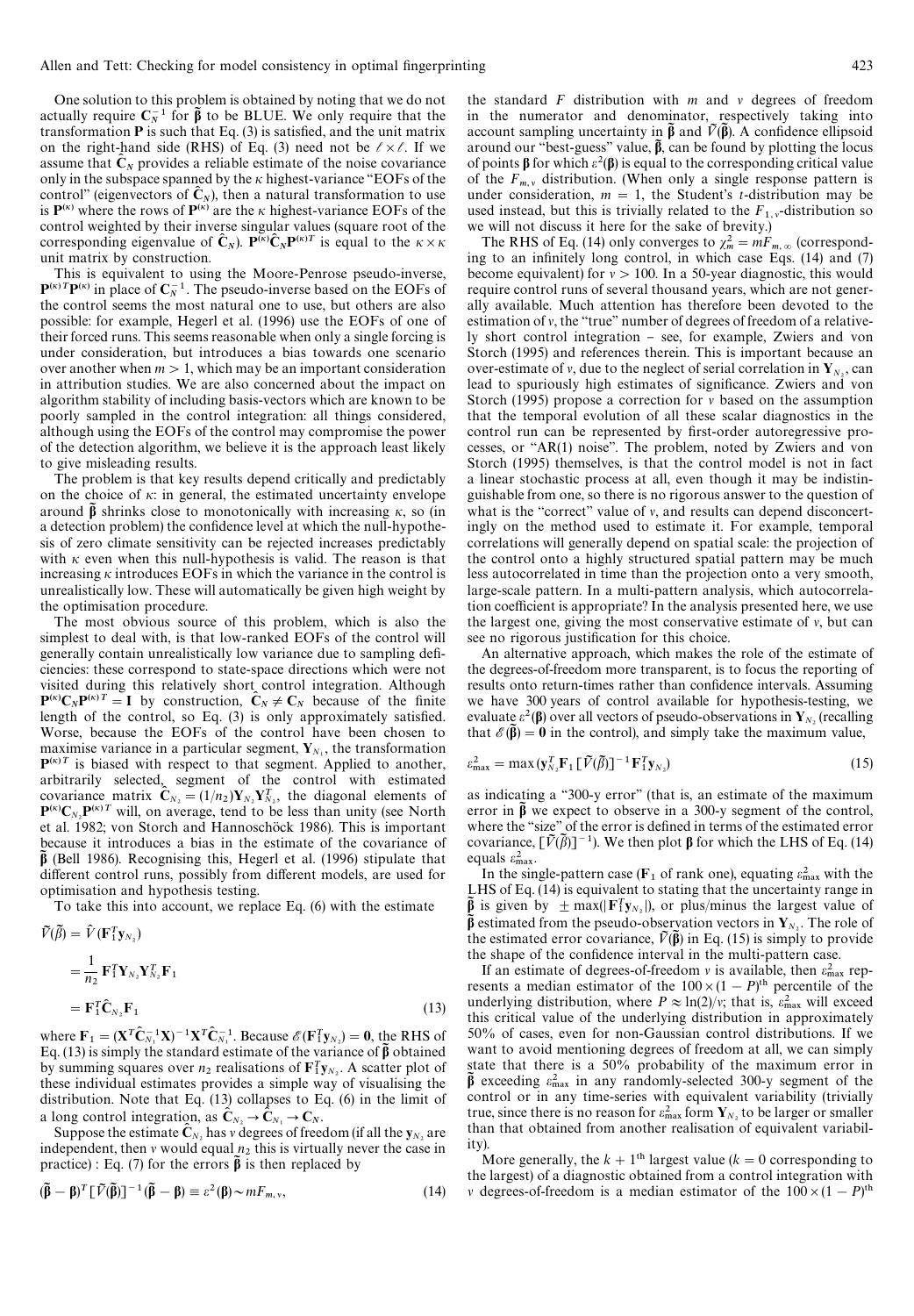One solution to this problem is obtained by noting that we do not actually require $\mathbf{C}_N^{-1}$ for $\tilde{\boldsymbol{\beta}}$ to be BLUE. We only require that the transformation $\mathbf{P}$ is such that Eq. (3) is satisfied, and the unit matrix on the right-hand side (RHS) of Eq. (3) need not be $\ell \times \ell$. If we assume that $\hat{\mathbf{C}}_N$ provides a reliable estimate of the noise covariance only in the subspace spanned by the $\kappa$ highest-variance "EOFs of the control" (eigenvectors of $\hat{\mathbf{C}}_N$), then a natural transformation to use is $\mathbf{P}^{(\kappa)}$ where the rows of $\mathbf{P}^{(\kappa)}$ are the $\kappa$ highest-variance EOFs of the control weighted by their inverse singular values (square root of the corresponding eigenvalue of $\hat{\mathbf{C}}_N$). $\mathbf{P}^{(\kappa)}\hat{\mathbf{C}}_N\mathbf{P}^{(\kappa)T}$ is equal to the $\kappa \times \kappa$ unit matrix by construction.

This is equivalent to using the Moore-Penrose pseudo-inverse, $\mathbf{P}^{(\kappa)T}\mathbf{P}^{(\kappa)}$ in place of $\mathbf{C}_N^{-1}$. The pseudo-inverse based on the EOFs of the control seems the most natural one to use, but others are also possible: for example, Hegerl et al. (1996) use the EOFs of one of their forced runs. This seems reasonable when only a single forcing is under consideration, but introduces a bias towards one scenario over another when $m > 1$, which may be an important consideration in attribution studies. We are also concerned about the impact on algorithm stability of including basis-vectors which are known to be poorly sampled in the control integration: all things considered, although using the EOFs of the control may compromise the power of the detection algorithm, we believe it is the approach least likely to give misleading results.

The problem is that key results depend critically and predictably on the choice of $\kappa$: in general, the estimated uncertainty envelope around $\tilde{\boldsymbol{\beta}}$ shrinks close to monotonically with increasing $\kappa$, so (in a detection problem) the confidence level at which the null-hypothesis of zero climate sensitivity can be rejected increases predictably with $\kappa$ even when this null-hypothesis is valid. The reason is that increasing $\kappa$ introduces EOFs in which the variance in the control is unrealistically low. These will automatically be given high weight by the optimisation procedure.

The most obvious source of this problem, which is also the simplest to deal with, is that low-ranked EOFs of the control will generally contain unrealistically low variance due to sampling deficiencies: these correspond to state-space directions which were not visited during this relatively short control integration. Although $\mathbf{P}^{(\kappa)}\hat{\mathbf{C}}_N\mathbf{P}^{(\kappa)T} = \mathbf{I}$ by construction, $\hat{\mathbf{C}}_N \neq \mathbf{C}_N$ because of the finite length of the control, so Eq. (3) is only approximately satisfied. Worse, because the EOFs of the control have been chosen to maximise variance in a particular segment, $\mathbf{Y}_{N_1}$, the transformation $\mathbf{P}^{(\kappa)T}$ is biased with respect to that segment. Applied to another, arbitrarily selected, segment of the control with estimated covariance matrix $\hat{\mathbf{C}}_{N_2} = (1/n_2)\mathbf{Y}_{N_2}\mathbf{Y}_{N_2}^T$, the diagonal elements of $\mathbf{P}^{(\kappa)}\mathbf{C}_{N_2}\mathbf{P}^{(\kappa)T}$ will, on average, tend to be less than unity (see North et al. 1982; von Storch and Hannoschöck 1986). This is important because it introduces a bias in the estimate of the covariance of $\tilde{\boldsymbol{\beta}}$ (Bell 1986). Recognising this, Hegerl et al. (1996) stipulate that different control runs, possibly from different models, are used for optimisation and hypothesis testing.

To take this into account, we replace Eq. (6) with the estimate

$$
\begin{aligned}
\tilde{V}(\tilde{\beta}) &= \hat{V}(\mathbf{F}_1^T\mathbf{y}_{N_2}) \\
&= \frac{1}{n_2}\mathbf{F}_1^T\mathbf{Y}_{N_2}\mathbf{Y}_{N_2}^T\mathbf{F}_1 \\
&= \mathbf{F}_1^T\hat{\mathbf{C}}_{N_2}\mathbf{F}_1
\end{aligned}
\tag{13}
$$

where $\mathbf{F}_1 = (\mathbf{X}^T\hat{\mathbf{C}}_{N_1}^{-1}\mathbf{X})^{-1}\mathbf{X}^T\hat{\mathbf{C}}_{N_1}^{-1}$. Because $\mathscr{E}(\mathbf{F}_1^T\mathbf{y}_{N_2}) = \mathbf{0}$, the RHS of Eq. (13) is simply the standard estimate of the variance of $\tilde{\boldsymbol{\beta}}$ obtained by summing squares over $n_2$ realisations of $\mathbf{F}_1^T\mathbf{y}_{N_2}$. A scatter plot of these individual estimates provides a simple way of visualising the distribution. Note that Eq. (13) collapses to Eq. (6) in the limit of a long control integration, as $\hat{\mathbf{C}}_{N_2} \to \hat{\mathbf{C}}_{N_1} \to \mathbf{C}_N$.

Suppose the estimate $\hat{\mathbf{C}}_{N_2}$ has $v$ degrees of freedom (if all the $\mathbf{y}_{N_2}$ are independent, then $v$ would equal $n_2$ this is virtually never the case in practice) : Eq. (7) for the errors $\tilde{\boldsymbol{\beta}}$ is then replaced by

$$
(\tilde{\boldsymbol{\beta}} - \boldsymbol{\beta})^T[\tilde{V}(\tilde{\boldsymbol{\beta}})]^{-1}(\tilde{\boldsymbol{\beta}} - \boldsymbol{\beta}) \equiv \varepsilon^2(\boldsymbol{\beta}) \sim mF_{m,v}, \tag{14}
$$

the standard $F$ distribution with $m$ and $v$ degrees of freedom in the numerator and denominator, respectively taking into account sampling uncertainty in $\tilde{\boldsymbol{\beta}}$ and $\tilde{V}(\tilde{\boldsymbol{\beta}})$. A confidence ellipsoid around our "best-guess" value, $\tilde{\boldsymbol{\beta}}$, can be found by plotting the locus of points $\boldsymbol{\beta}$ for which $\varepsilon^2(\boldsymbol{\beta})$ is equal to the corresponding critical value of the $F_{m,v}$ distribution. (When only a single response pattern is under consideration, $m = 1$, the Student's $t$-distribution may be used instead, but this is trivially related to the $F_{1,v}$-distribution so we will not discuss it here for the sake of brevity.)

The RHS of Eq. (14) only converges to $\chi_m^2 = mF_{m,\infty}$ (corresponding to an infinitely long control, in which case Eqs. (14) and (7) become equivalent) for $v > 100$. In a 50-year diagnostic, this would require control runs of several thousand years, which are not generally available. Much attention has therefore been devoted to the estimation of $v$, the "true" number of degrees of freedom of a relatively short control integration – see, for example, Zwiers and von Storch (1995) and references therein. This is important because an over-estimate of $v$, due to the neglect of serial correlation in $\mathbf{Y}_{N_2}$, can lead to spuriously high estimates of significance. Zwiers and von Storch (1995) propose a correction for $v$ based on the assumption that the temporal evolution of all these scalar diagnostics in the control run can be represented by first-order autoregressive processes, or "AR(1) noise". The problem, noted by Zwiers and von Storch (1995) themselves, is that the control model is not in fact a linear stochastic process at all, even though it may be indistinguishable from one, so there is no rigorous answer to the question of what is the "correct" value of $v$, and results can depend disconcertingly on the method used to estimate it. For example, temporal correlations will generally depend on spatial scale: the projection of the control onto a highly structured spatial pattern may be much less autocorrelated in time than the projection onto a very smooth, large-scale pattern. In a multi-pattern analysis, which autocorrelation coefficient is appropriate? In the analysis presented here, we use the largest one, giving the most conservative estimate of $v$, but can see no rigorous justification for this choice.

An alternative approach, which makes the role of the estimate of the degrees-of-freedom more transparent, is to focus the reporting of results onto return-times rather than confidence intervals. Assuming we have 300 years of control available for hypothesis-testing, we evaluate $\varepsilon^2(\boldsymbol{\beta})$ over all vectors of pseudo-observations in $\mathbf{Y}_{N_2}$ (recalling that $\mathscr{E}(\tilde{\boldsymbol{\beta}}) = \mathbf{0}$ in the control), and simply take the maximum value,

$$
\varepsilon_{\max}^2 = \max(\mathbf{y}_{N_2}^T\mathbf{F}_1[\tilde{V}(\tilde{\beta})]^{-1}\mathbf{F}_1^T\mathbf{y}_{N_2}) \tag{15}
$$

as indicating a "300-y error" (that is, an estimate of the maximum error in $\tilde{\boldsymbol{\beta}}$ we expect to observe in a 300-y segment of the control, where the "size" of the error is defined in terms of the estimated error covariance, $[\tilde{V}(\tilde{\beta})]^{-1}$). We then plot $\boldsymbol{\beta}$ for which the LHS of Eq. (14) equals $\varepsilon_{\max}^2$.

In the single-pattern case ($\mathbf{F}_1$ of rank one), equating $\varepsilon_{\max}^2$ with the LHS of Eq. (14) is equivalent to stating that the uncertainty range in $\tilde{\boldsymbol{\beta}}$ is given by $\pm \max(|\mathbf{F}_1^T\mathbf{y}_{N_2}|)$, or plus/minus the largest value of $\tilde{\boldsymbol{\beta}}$ estimated from the pseudo-observation vectors in $\mathbf{Y}_{N_2}$. The role of the estimated error covariance, $\tilde{V}(\tilde{\boldsymbol{\beta}})$ in Eq. (15) is simply to provide the shape of the confidence interval in the multi-pattern case.

If an estimate of degrees-of-freedom $v$ is available, then $\varepsilon_{\max}^2$ represents a median estimator of the $100 \times (1 - P)^{\text{th}}$ percentile of the underlying distribution, where $P \approx \ln(2)/v$; that is, $\varepsilon_{\max}^2$ will exceed this critical value of the underlying distribution in approximately 50% of cases, even for non-Gaussian control distributions. If we want to avoid mentioning degrees of freedom at all, we can simply state that there is a 50% probability of the maximum error in $\tilde{\boldsymbol{\beta}}$ exceeding $\varepsilon_{\max}^2$ in any randomly-selected 300-y segment of the control or in any time-series with equivalent variability (trivially true, since there is no reason for $\varepsilon_{\max}^2$ form $\mathbf{Y}_{N_2}$ to be larger or smaller than that obtained from another realisation of equivalent variability).

More generally, the $k + 1^{\text{th}}$ largest value ($k = 0$ corresponding to the largest) of a diagnostic obtained from a control integration with $v$ degrees-of-freedom is a median estimator of the $100 \times (1 - P)^{\text{th}}$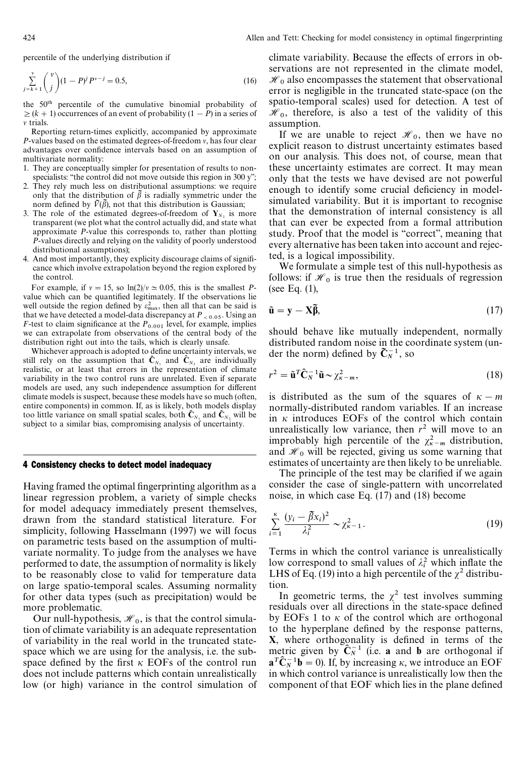percentile of the underlying distribution if

$$\sum_{j=k+1}^{v} \binom{v}{j} (1-P)^j P^{v-j} = 0.5, \tag{16}$$

the 50[th] percentile of the cumulative binomial probability of $\geq (k+1)$ occurrences of an event of probability $(1-P)$ in a series of $v$ trials.

Reporting return-times explicitly, accompanied by approximate $P$-values based on the estimated degrees-of-freedom $v$, has four clear advantages over confidence intervals based on an assumption of multivariate normality:

1. They are conceptually simpler for presentation of results to non-specialists: "the control did not move outside this region in 300 y";
2. They rely much less on distributional assumptions: we require only that the distribution of $\tilde{\beta}$ is radially symmetric under the norm defined by $\tilde{V}(\tilde{\beta})$, not that this distribution is Gaussian;
3. The role of the estimated degrees-of-freedom of $\mathbf{Y}_{N_2}$ is more transparent (we plot what the control actually did, and state what approximate $P$-value this corresponds to, rather than plotting $P$-values directly and relying on the validity of poorly understood distributional assumptions);
4. And most importantly, they explicity discourage claims of significance which involve extrapolation beyond the region explored by the control.

For example, if $v = 15$, so $\ln(2)/v \simeq 0.05$, this is the smallest $P$-value which can be quantified legitimately. If the observations lie well outside the region defined by $\varepsilon^2_{\max}$, then all that can be said is that we have detected a model-data discrepancy at $P_{<0.05}$. Using an $F$-test to claim significance at the $P_{0.001}$ level, for example, implies we can extrapolate from observations of the central body of the distribution right out into the tails, which is clearly unsafe.

Whichever approach is adopted to define uncertainty intervals, we still rely on the assumption that $\hat{\mathbf{C}}_{N_1}$ and $\hat{\mathbf{C}}_{N_2}$ are individually realistic, or at least that errors in the representation of climate variability in the two control runs are unrelated. Even if separate models are used, any such independence assumption for different climate models is suspect, because these models have so much (often, entire components) in common. If, as is likely, both models display too little variance on small spatial scales, both $\hat{\mathbf{C}}_{N_1}$ and $\hat{\mathbf{C}}_{N_2}$ will be subject to a similar bias, compromising analysis of uncertainty.

## 4 Consistency checks to detect model inadequacy

Having framed the optimal fingerprinting algorithm as a linear regression problem, a variety of simple checks for model adequacy immediately present themselves, drawn from the standard statistical literature. For simplicity, following Hasselmann (1997) we will focus on parametric tests based on the assumption of multivariate normality. To judge from the analyses we have performed to date, the assumption of normality is likely to be reasonably close to valid for temperature data on large spatio-temporal scales. Assuming normality for other data types (such as precipitation) would be more problematic.

Our null-hypothesis, $\mathscr{H}_0$, is that the control simulation of climate variability is an adequate representation of variability in the real world in the truncated state-space which we are using for the analysis, i.e. the subspace defined by the first $\kappa$ EOFs of the control run does not include patterns which contain unrealistically low (or high) variance in the control simulation of climate variability. Because the effects of errors in observations are not represented in the climate model, $\mathscr{H}_0$ also encompasses the statement that observational error is negligible in the truncated state-space (on the spatio-temporal scales) used for detection. A test of $\mathscr{H}_0$, therefore, is also a test of the validity of this assumption.

If we are unable to reject $\mathscr{H}_0$, then we have no explicit reason to distrust uncertainty estimates based on our analysis. This does not, of course, mean that these uncertainty estimates are correct. It may mean only that the tests we have devised are not powerful enough to identify some crucial deficiency in model-simulated variability. But it is important to recognise that the demonstration of internal consistency is all that can ever be expected from a formal attribution study. Proof that the model is "correct", meaning that every alternative has been taken into account and rejected, is a logical impossibility.

We formulate a simple test of this null-hypothesis as follows: if $\mathscr{H}_0$ is true then the residuals of regression (see Eq. (1),

$$\tilde{\mathbf{u}} = \mathbf{y} - \mathbf{X}\tilde{\boldsymbol{\beta}}, \tag{17}$$

should behave like mutually independent, normally distributed random noise in the coordinate system (under the norm) defined by $\tilde{\mathbf{C}}_N^{-1}$, so

$$r^2 = \tilde{\mathbf{u}}^T \hat{\mathbf{C}}_N^{-1} \tilde{\mathbf{u}} \sim \chi^2_{\kappa - m}, \tag{18}$$

is distributed as the sum of the squares of $\kappa - m$ normally-distributed random variables. If an increase in $\kappa$ introduces EOFs of the control which contain unrealistically low variance, then $r^2$ will move to an improbably high percentile of the $\chi^2_{\kappa-m}$ distribution, and $\mathscr{H}_0$ will be rejected, giving us some warning that estimates of uncertainty are then likely to be unreliable.

The principle of the test may be clarified if we again consider the case of single-pattern with uncorrelated noise, in which case Eq. (17) and (18) become

$$\sum_{i=1}^{\kappa} \frac{(y_i - \tilde{\beta} x_i)^2}{\hat{\lambda}_i^2} \sim \chi^2_{\kappa - 1}. \tag{19}$$

Terms in which the control variance is unrealistically low correspond to small values of $\hat{\lambda}_i^2$ which inflate the LHS of Eq. (19) into a high percentile of the $\chi^2$ distribution.

In geometric terms, the $\chi^2$ test involves summing residuals over all directions in the state-space defined by EOFs 1 to $\kappa$ of the control which are orthogonal to the hyperplane defined by the response patterns, $\mathbf{X}$, where orthogonality is defined in terms of the metric given by $\hat{\mathbf{C}}_N^{-1}$ (i.e. $\mathbf{a}$ and $\mathbf{b}$ are orthogonal if $\mathbf{a}^T \hat{\mathbf{C}}_N^{-1} \mathbf{b} = 0$). If, by increasing $\kappa$, we introduce an EOF in which control variance is unrealistically low then the component of that EOF which lies in the plane defined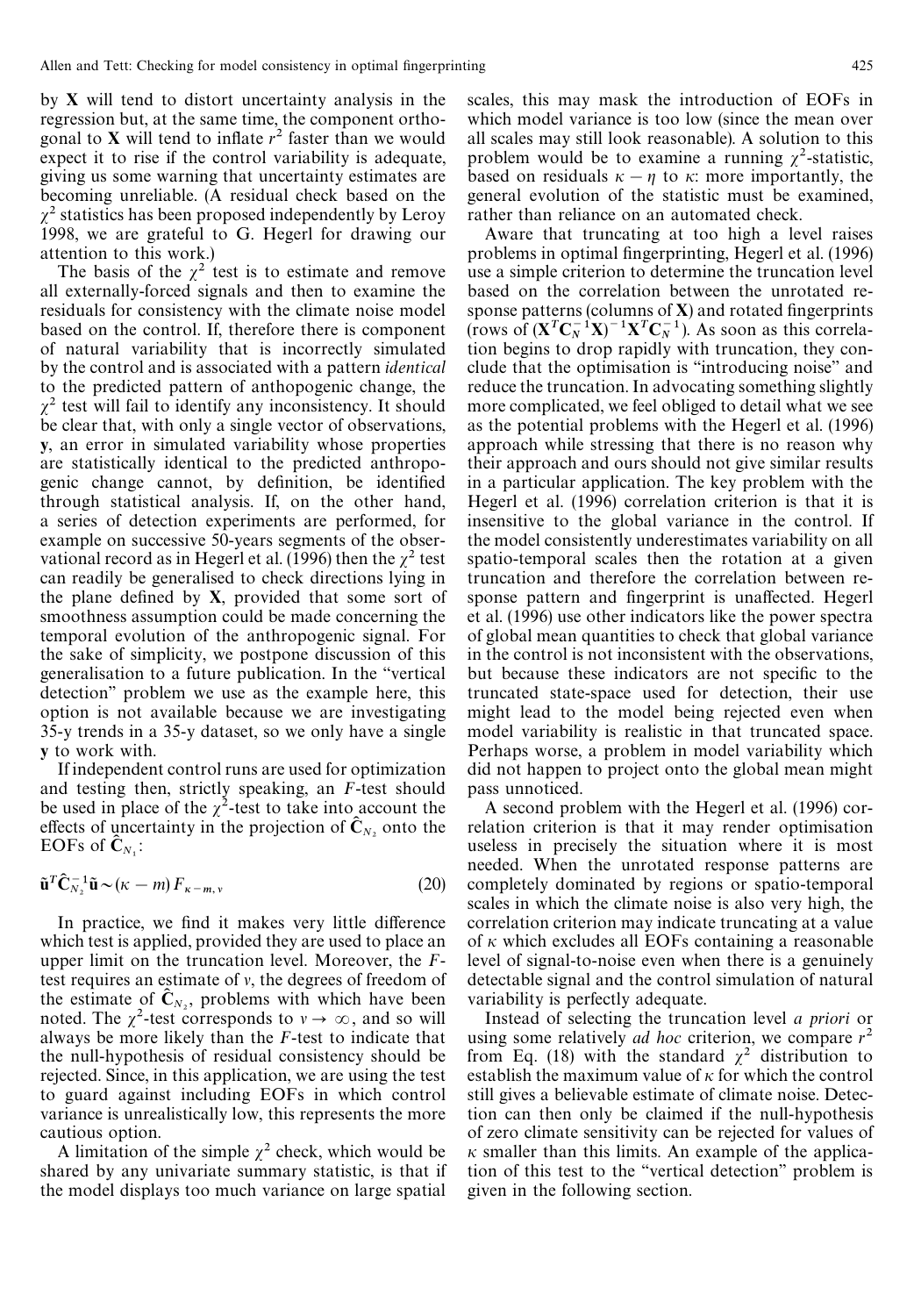by $\mathbf{X}$ will tend to distort uncertainty analysis in the regression but, at the same time, the component orthogonal to $\mathbf{X}$ will tend to inflate $r^2$ faster than we would expect it to rise if the control variability is adequate, giving us some warning that uncertainty estimates are becoming unreliable. (A residual check based on the $\chi^2$ statistics has been proposed independently by Leroy 1998, we are grateful to G. Hegerl for drawing our attention to this work.)

The basis of the $\chi^2$ test is to estimate and remove all externally-forced signals and then to examine the residuals for consistency with the climate noise model based on the control. If, therefore there is component of natural variability that is incorrectly simulated by the control and is associated with a pattern *identical* to the predicted pattern of anthopogenic change, the $\chi^2$ test will fail to identify any inconsistency. It should be clear that, with only a single vector of observations, $\mathbf{y}$, an error in simulated variability whose properties are statistically identical to the predicted anthropogenic change cannot, by definition, be identified through statistical analysis. If, on the other hand, a series of detection experiments are performed, for example on successive 50-years segments of the observational record as in Hegerl et al. (1996) then the $\chi^2$ test can readily be generalised to check directions lying in the plane defined by $\mathbf{X}$, provided that some sort of smoothness assumption could be made concerning the temporal evolution of the anthropogenic signal. For the sake of simplicity, we postpone discussion of this generalisation to a future publication. In the "vertical detection" problem we use as the example here, this option is not available because we are investigating 35-y trends in a 35-y dataset, so we only have a single $\mathbf{y}$ to work with.

If independent control runs are used for optimization and testing then, strictly speaking, an $F$-test should be used in place of the $\chi^2$-test to take into account the effects of uncertainty in the projection of $\hat{\mathbf{C}}_{N_2}$ onto the EOFs of $\hat{\mathbf{C}}_{N_1}$:

$$\tilde{\mathbf{u}}^T \hat{\mathbf{C}}_{N_2}^{-1} \tilde{\mathbf{u}} \sim (\kappa - m) F_{\kappa - m, v} \tag{20}$$

In practice, we find it makes very little difference which test is applied, provided they are used to place an upper limit on the truncation level. Moreover, the $F$-test requires an estimate of $v$, the degrees of freedom of the estimate of $\hat{\mathbf{C}}_{N_2}$, problems with which have been noted. The $\chi^2$-test corresponds to $v \to \infty$, and so will always be more likely than the $F$-test to indicate that the null-hypothesis of residual consistency should be rejected. Since, in this application, we are using the test to guard against including EOFs in which control variance is unrealistically low, this represents the more cautious option.

A limitation of the simple $\chi^2$ check, which would be shared by any univariate summary statistic, is that if the model displays too much variance on large spatial scales, this may mask the introduction of EOFs in which model variance is too low (since the mean over all scales may still look reasonable). A solution to this problem would be to examine a running $\chi^2$-statistic, based on residuals $\kappa - \eta$ to $\kappa$: more importantly, the general evolution of the statistic must be examined, rather than reliance on an automated check.

Aware that truncating at too high a level raises problems in optimal fingerprinting, Hegerl et al. (1996) use a simple criterion to determine the truncation level based on the correlation between the unrotated response patterns (columns of $\mathbf{X}$) and rotated fingerprints (rows of $(\mathbf{X}^T\mathbf{C}_N^{-1}\mathbf{X})^{-1}\mathbf{X}^T\mathbf{C}_N^{-1}$). As soon as this correlation begins to drop rapidly with truncation, they conclude that the optimisation is "introducing noise" and reduce the truncation. In advocating something slightly more complicated, we feel obliged to detail what we see as the potential problems with the Hegerl et al. (1996) approach while stressing that there is no reason why their approach and ours should not give similar results in a particular application. The key problem with the Hegerl et al. (1996) correlation criterion is that it is insensitive to the global variance in the control. If the model consistently underestimates variability on all spatio-temporal scales then the rotation at a given truncation and therefore the correlation between response pattern and fingerprint is unaffected. Hegerl et al. (1996) use other indicators like the power spectra of global mean quantities to check that global variance in the control is not inconsistent with the observations, but because these indicators are not specific to the truncated state-space used for detection, their use might lead to the model being rejected even when model variability is realistic in that truncated space. Perhaps worse, a problem in model variability which did not happen to project onto the global mean might pass unnoticed.

A second problem with the Hegerl et al. (1996) correlation criterion is that it may render optimisation useless in precisely the situation where it is most needed. When the unrotated response patterns are completely dominated by regions or spatio-temporal scales in which the climate noise is also very high, the correlation criterion may indicate truncating at a value of $\kappa$ which excludes all EOFs containing a reasonable level of signal-to-noise even when there is a genuinely detectable signal and the control simulation of natural variability is perfectly adequate.

Instead of selecting the truncation level *a priori* or using some relatively *ad hoc* criterion, we compare $r^2$ from Eq. (18) with the standard $\chi^2$ distribution to establish the maximum value of $\kappa$ for which the control still gives a believable estimate of climate noise. Detection can then only be claimed if the null-hypothesis of zero climate sensitivity can be rejected for values of $\kappa$ smaller than this limits. An example of the application of this test to the "vertical detection" problem is given in the following section.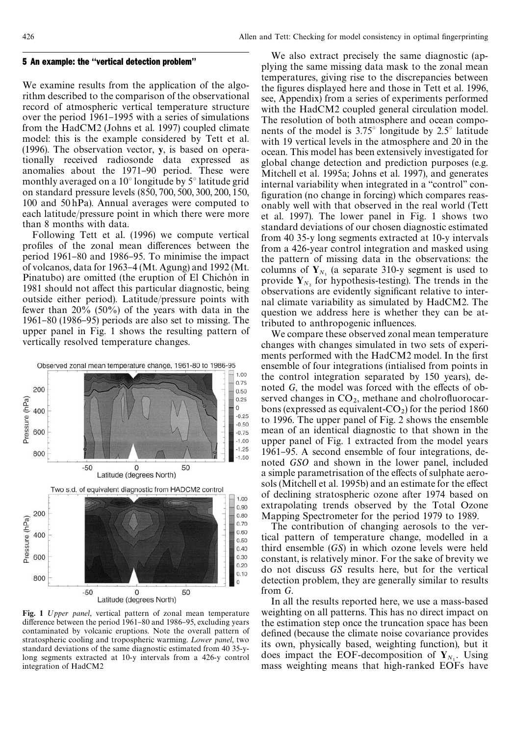## 5 An example: the "vertical detection problem"

We examine results from the application of the algorithm described to the comparison of the observational record of atmospheric vertical temperature structure over the period 1961–1995 with a series of simulations from the HadCM2 (Johns et al. 1997) coupled climate model: this is the example considered by Tett et al. (1996). The observation vector, **y**, is based on operationally received radiosonde data expressed as anomalies about the 1971–90 period. These were monthly averaged on a 10° longitude by 5° latitude grid on standard pressure levels (850, 700, 500, 300, 200, 150, 100 and 50 hPa). Annual averages were computed to each latitude/pressure point in which there were more than 8 months with data.

Following Tett et al. (1996) we compute vertical profiles of the zonal mean differences between the period 1961–80 and 1986–95. To minimise the impact of volcanos, data for 1963–4 (Mt. Agung) and 1992 (Mt. Pinatubo) are omitted (the eruption of El Chichón in 1981 should not affect this particular diagnostic, being outside either period). Latitude/pressure points with fewer than 20% (50%) of the years with data in the 1961–80 (1986–95) periods are also set to missing. The upper panel in Fig. 1 shows the resulting pattern of vertically resolved temperature changes.

**Fig. 1** *Upper panel*, vertical pattern of zonal mean temperature difference between the period 1961–80 and 1986–95, excluding years contaminated by volcanic eruptions. Note the overall pattern of stratospheric cooling and tropospheric warming. *Lower panel*, two standard deviations of the same diagnostic estimated from 40 35-y-long segments extracted at 10-y intervals from a 426-y control integration of HadCM2

We also extract precisely the same diagnostic (applying the same missing data mask to the zonal mean temperatures, giving rise to the discrepancies between the figures displayed here and those in Tett et al. 1996, see, Appendix) from a series of experiments performed with the HadCM2 coupled general circulation model. The resolution of both atmosphere and ocean components of the model is 3.75° longitude by 2.5° latitude with 19 vertical levels in the atmosphere and 20 in the ocean. This model has been extensively investigated for global change detection and prediction purposes (e.g. Mitchell et al. 1995a; Johns et al. 1997), and generates internal variability when integrated in a "control" configuration (no change in forcing) which compares reasonably well with that observed in the real world (Tett et al. 1997). The lower panel in Fig. 1 shows two standard deviations of our chosen diagnostic estimated from 40 35-y long segments extracted at 10-y intervals from a 426-year control integration and masked using the pattern of missing data in the observations: the columns of $\mathbf{Y}_{N_1}$ (a separate 310-y segment is used to provide $\mathbf{Y}_{N_2}$ for hypothesis-testing). The trends in the observations are evidently significant relative to internal climate variability as simulated by HadCM2. The question we address here is whether they can be attributed to anthropogenic influences.

We compare these observed zonal mean temperature changes with changes simulated in two sets of experiments performed with the HadCM2 model. In the first ensemble of four integrations (intialised from points in the control integration separated by 150 years), denoted *G*, the model was forced with the effects of observed changes in $CO_2$, methane and cholrofluorocarbons (expressed as equivalent-$CO_2$) for the period 1860 to 1996. The upper panel of Fig. 2 shows the ensemble mean of an identical diagnostic to that shown in the upper panel of Fig. 1 extracted from the model years 1961–95. A second ensemble of four integrations, denoted *GSO* and shown in the lower panel, included a simple parametrisation of the effects of sulphate aerosols (Mitchell et al. 1995b) and an estimate for the effect of declining stratospheric ozone after 1974 based on extrapolating trends observed by the Total Ozone Mapping Spectrometer for the period 1979 to 1989.

The contribution of changing aerosols to the vertical pattern of temperature change, modelled in a third ensemble (*GS*) in which ozone levels were held constant, is relatively minor. For the sake of brevity we do not discuss *GS* results here, but for the vertical detection problem, they are generally similar to results from *G*.

In all the results reported here, we use a mass-based weighting on all patterns. This has no direct impact on the estimation step once the truncation space has been defined (because the climate noise covariance provides its own, physically based, weighting function), but it does impact the EOF-decomposition of $\mathbf{Y}_{N_1}$. Using mass weighting means that high-ranked EOFs have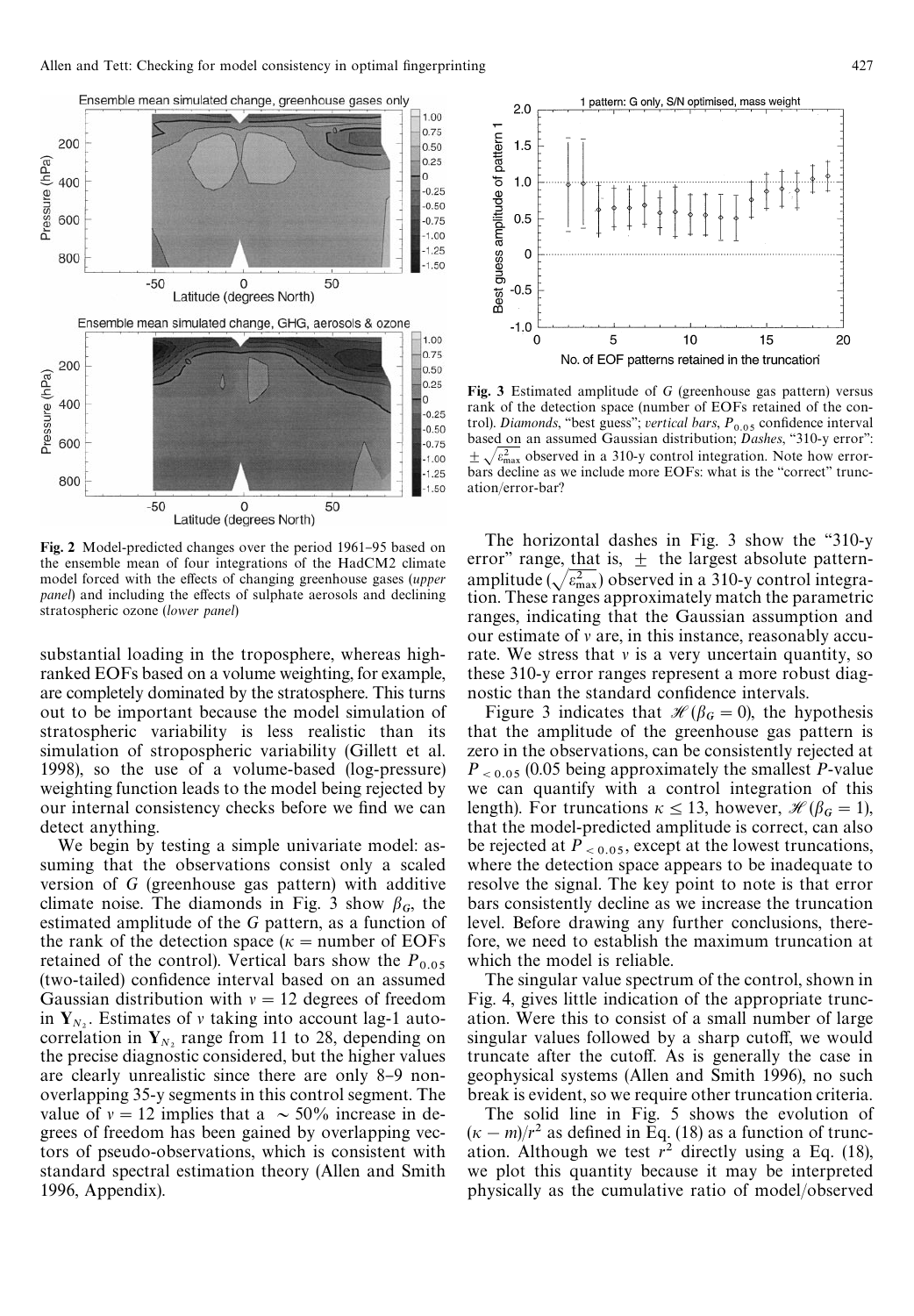**Fig. 2** Model-predicted changes over the period 1961–95 based on the ensemble mean of four integrations of the HadCM2 climate model forced with the effects of changing greenhouse gases (*upper panel*) and including the effects of sulphate aerosols and declining stratospheric ozone (*lower panel*)

**Fig. 3** Estimated amplitude of *G* (greenhouse gas pattern) versus rank of the detection space (number of EOFs retained of the control). *Diamonds*, "best guess"; *vertical bars*, $P_{0.05}$ confidence interval based on an assumed Gaussian distribution; *Dashes*, "310-y error": $\pm\sqrt{\varepsilon^2_{\max}}$ observed in a 310-y control integration. Note how error-bars decline as we include more EOFs: what is the "correct" truncation/error-bar?

substantial loading in the troposphere, whereas high-ranked EOFs based on a volume weighting, for example, are completely dominated by the stratosphere. This turns out to be important because the model simulation of stratospheric variability is less realistic than its simulation of stropospheric variability (Gillett et al. 1998), so the use of a volume-based (log-pressure) weighting function leads to the model being rejected by our internal consistency checks before we find we can detect anything.

We begin by testing a simple univariate model: assuming that the observations consist only a scaled version of *G* (greenhouse gas pattern) with additive climate noise. The diamonds in Fig. 3 show $\beta_G$, the estimated amplitude of the *G* pattern, as a function of the rank of the detection space ($\kappa$ = number of EOFs retained of the control). Vertical bars show the $P_{0.05}$ (two-tailed) confidence interval based on an assumed Gaussian distribution with $v = 12$ degrees of freedom in $\mathbf{Y}_{N_2}$. Estimates of $v$ taking into account lag-1 autocorrelation in $\mathbf{Y}_{N_2}$ range from 11 to 28, depending on the precise diagnostic considered, but the higher values are clearly unrealistic since there are only 8–9 non-overlapping 35-y segments in this control segment. The value of $v = 12$ implies that a $\sim 50\%$ increase in degrees of freedom has been gained by overlapping vectors of pseudo-observations, which is consistent with standard spectral estimation theory (Allen and Smith 1996, Appendix).

The horizontal dashes in Fig. 3 show the "310-y error" range, that is, $\pm$ the largest absolute pattern-amplitude ($\sqrt{\varepsilon^2_{\max}}$) observed in a 310-y control integration. These ranges approximately match the parametric ranges, indicating that the Gaussian assumption and our estimate of $v$ are, in this instance, reasonably accurate. We stress that $v$ is a very uncertain quantity, so these 310-y error ranges represent a more robust diagnostic than the standard confidence intervals.

Figure 3 indicates that $\mathscr{H}(\beta_G = 0)$, the hypothesis that the amplitude of the greenhouse gas pattern is zero in the observations, can be consistently rejected at $P_{<0.05}$ (0.05 being approximately the smallest *P*-value we can quantify with a control integration of this length). For truncations $\kappa \leq 13$, however, $\mathscr{H}(\beta_G = 1)$, that the model-predicted amplitude is correct, can also be rejected at $P_{<0.05}$, except at the lowest truncations, where the detection space appears to be inadequate to resolve the signal. The key point to note is that error bars consistently decline as we increase the truncation level. Before drawing any further conclusions, therefore, we need to establish the maximum truncation at which the model is reliable.

The singular value spectrum of the control, shown in Fig. 4, gives little indication of the appropriate truncation. Were this to consist of a small number of large singular values followed by a sharp cutoff, we would truncate after the cutoff. As is generally the case in geophysical systems (Allen and Smith 1996), no such break is evident, so we require other truncation criteria.

The solid line in Fig. 5 shows the evolution of $(\kappa - m)/r^2$ as defined in Eq. (18) as a function of truncation. Although we test $r^2$ directly using a Eq. (18), we plot this quantity because it may be interpreted physically as the cumulative ratio of model/observed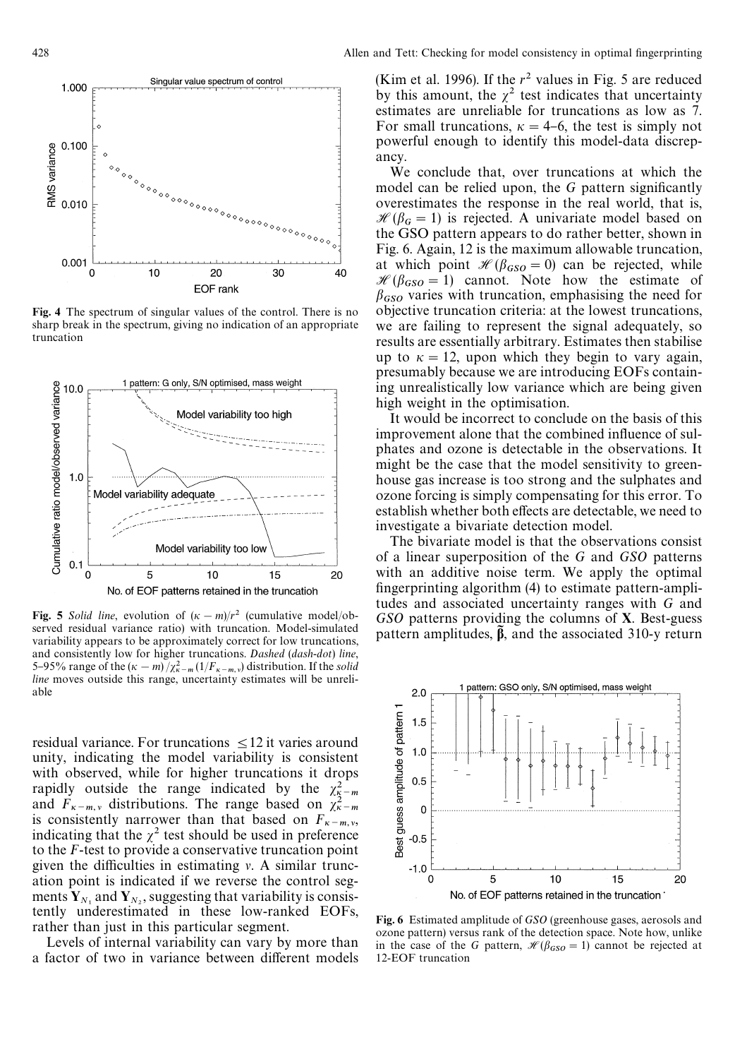**Fig. 4** The spectrum of singular values of the control. There is no sharp break in the spectrum, giving no indication of an appropriate truncation

**Fig. 5** *Solid line*, evolution of $(\kappa - m)/r^2$ (cumulative model/observed residual variance ratio) with truncation. Model-simulated variability appears to be approximately correct for low truncations, and consistently low for higher truncations. *Dashed* (*dash-dot*) *line*, 5–95% range of the $(\kappa - m)/\chi^2_{\kappa-m}$ $(1/F_{\kappa-m,v})$ distribution. If the *solid line* moves outside this range, uncertainty estimates will be unreliable

residual variance. For truncations $\leq 12$ it varies around unity, indicating the model variability is consistent with observed, while for higher truncations it drops rapidly outside the range indicated by the $\chi^2_{\kappa-m}$ and $F_{\kappa-m,v}$ distributions. The range based on $\chi^2_{\kappa-m}$ is consistently narrower than that based on $F_{\kappa-m,v}$, indicating that the $\chi^2$ test should be used in preference to the *F*-test to provide a conservative truncation point given the difficulties in estimating $v$. A similar truncation point is indicated if we reverse the control segments $\mathbf{Y}_{N_1}$ and $\mathbf{Y}_{N_2}$, suggesting that variability is consistently underestimated in these low-ranked EOFs, rather than just in this particular segment.

Levels of internal variability can vary by more than a factor of two in variance between different models (Kim et al. 1996). If the $r^2$ values in Fig. 5 are reduced by this amount, the $\chi^2$ test indicates that uncertainty estimates are unreliable for truncations as low as 7. For small truncations, $\kappa = 4$–$6$, the test is simply not powerful enough to identify this model-data discrepancy.

We conclude that, over truncations at which the model can be relied upon, the *G* pattern significantly overestimates the response in the real world, that is, $\mathscr{H}(\beta_G = 1)$ is rejected. A univariate model based on the GSO pattern appears to do rather better, shown in Fig. 6. Again, 12 is the maximum allowable truncation, at which point $\mathscr{H}(\beta_{GSO} = 0)$ can be rejected, while $\mathscr{H}(\beta_{GSO} = 1)$ cannot. Note how the estimate of $\beta_{GSO}$ varies with truncation, emphasising the need for objective truncation criteria: at the lowest truncations, we are failing to represent the signal adequately, so results are essentially arbitrary. Estimates then stabilise up to $\kappa = 12$, upon which they begin to vary again, presumably because we are introducing EOFs containing unrealistically low variance which are being given high weight in the optimisation.

It would be incorrect to conclude on the basis of this improvement alone that the combined influence of sulphates and ozone is detectable in the observations. It might be the case that the model sensitivity to greenhouse gas increase is too strong and the sulphates and ozone forcing is simply compensating for this error. To establish whether both effects are detectable, we need to investigate a bivariate detection model.

The bivariate model is that the observations consist of a linear superposition of the *G* and *GSO* patterns with an additive noise term. We apply the optimal fingerprinting algorithm (4) to estimate pattern-amplitudes and associated uncertainty ranges with *G* and *GSO* patterns providing the columns of $\mathbf{X}$. Best-guess pattern amplitudes, $\tilde{\boldsymbol{\beta}}$, and the associated 310-y return

**Fig. 6** Estimated amplitude of *GSO* (greenhouse gases, aerosols and ozone pattern) versus rank of the detection space. Note how, unlike in the case of the *G* pattern, $\mathscr{H}(\beta_{GSO} = 1)$ cannot be rejected at 12-EOF truncation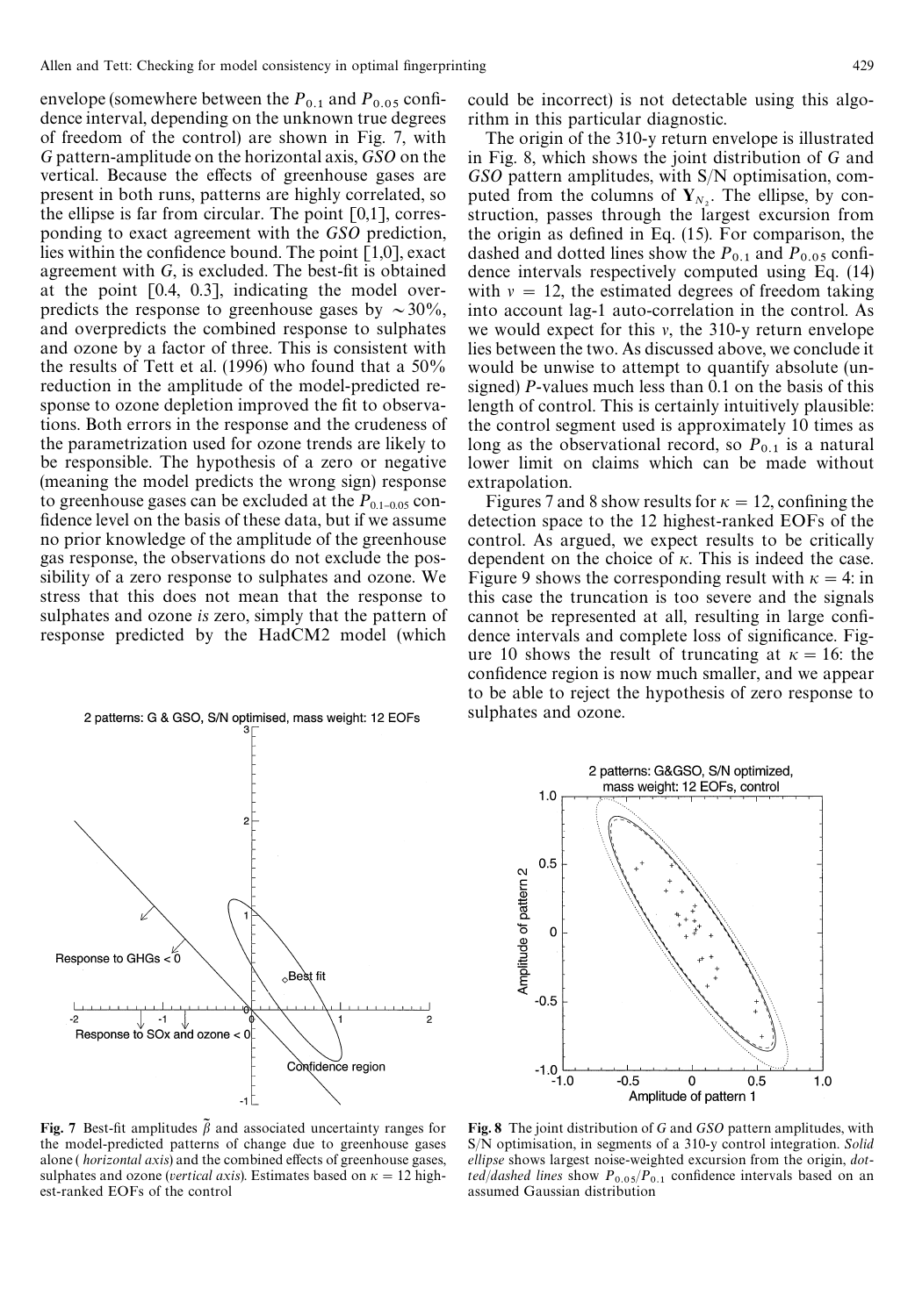envelope (somewhere between the $P_{0.1}$ and $P_{0.05}$ confidence interval, depending on the unknown true degrees of freedom of the control) are shown in Fig. 7, with *G* pattern-amplitude on the horizontal axis, *GSO* on the vertical. Because the effects of greenhouse gases are present in both runs, patterns are highly correlated, so the ellipse is far from circular. The point [0,1], corresponding to exact agreement with the *GSO* prediction, lies within the confidence bound. The point [1,0], exact agreement with *G*, is excluded. The best-fit is obtained at the point [0.4, 0.3], indicating the model overpredicts the response to greenhouse gases by $\sim 30\%$, and overpredicts the combined response to sulphates and ozone by a factor of three. This is consistent with the results of Tett et al. (1996) who found that a 50% reduction in the amplitude of the model-predicted response to ozone depletion improved the fit to observations. Both errors in the response and the crudeness of the parametrization used for ozone trends are likely to be responsible. The hypothesis of a zero or negative (meaning the model predicts the wrong sign) response to greenhouse gases can be excluded at the $P_{0.1\text{–}0.05}$ confidence level on the basis of these data, but if we assume no prior knowledge of the amplitude of the greenhouse gas response, the observations do not exclude the possibility of a zero response to sulphates and ozone. We stress that this does not mean that the response to sulphates and ozone *is* zero, simply that the pattern of response predicted by the HadCM2 model (which could be incorrect) is not detectable using this algorithm in this particular diagnostic.

The origin of the 310-y return envelope is illustrated in Fig. 8, which shows the joint distribution of *G* and *GSO* pattern amplitudes, with S/N optimisation, computed from the columns of $\mathbf{Y}_{N_2}$. The ellipse, by construction, passes through the largest excursion from the origin as defined in Eq. (15). For comparison, the dashed and dotted lines show the $P_{0.1}$ and $P_{0.05}$ confidence intervals respectively computed using Eq. (14) with $\nu = 12$, the estimated degrees of freedom taking into account lag-1 auto-correlation in the control. As we would expect for this $\nu$, the 310-y return envelope lies between the two. As discussed above, we conclude it would be unwise to attempt to quantify absolute (unsigned) *P*-values much less than 0.1 on the basis of this length of control. This is certainly intuitively plausible: the control segment used is approximately 10 times as long as the observational record, so $P_{0.1}$ is a natural lower limit on claims which can be made without extrapolation.

Figures 7 and 8 show results for $\kappa = 12$, confining the detection space to the 12 highest-ranked EOFs of the control. As argued, we expect results to be critically dependent on the choice of $\kappa$. This is indeed the case. Figure 9 shows the corresponding result with $\kappa = 4$: in this case the truncation is too severe and the signals cannot be represented at all, resulting in large confidence intervals and complete loss of significance. Figure 10 shows the result of truncating at $\kappa = 16$: the confidence region is now much smaller, and we appear to be able to reject the hypothesis of zero response to sulphates and ozone.

**Fig. 7** Best-fit amplitudes $\tilde{\beta}$ and associated uncertainty ranges for the model-predicted patterns of change due to greenhouse gases alone (*horizontal axis*) and the combined effects of greenhouse gases, sulphates and ozone (*vertical axis*). Estimates based on $\kappa = 12$ highest-ranked EOFs of the control

**Fig. 8** The joint distribution of *G* and *GSO* pattern amplitudes, with S/N optimisation, in segments of a 310-y control integration. *Solid ellipse* shows largest noise-weighted excursion from the origin, *dotted/dashed lines* show $P_{0.05}/P_{0.1}$ confidence intervals based on an assumed Gaussian distribution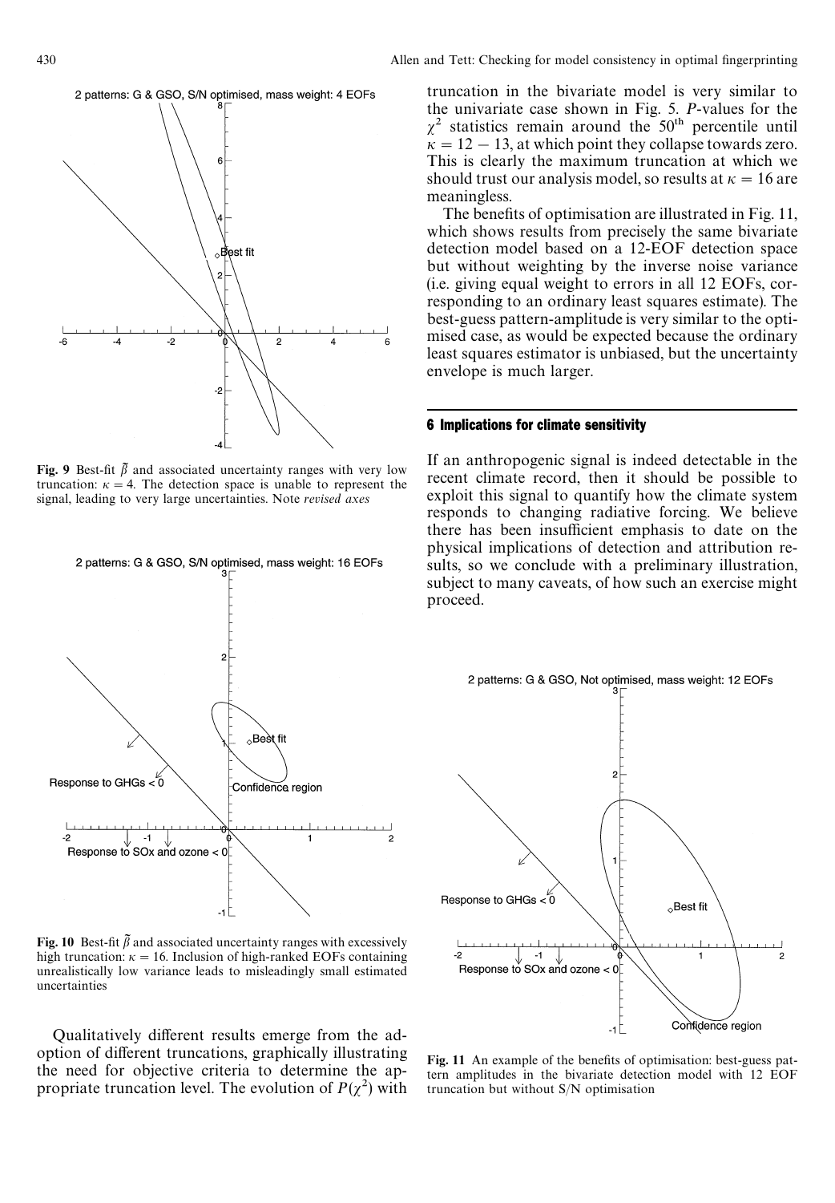**Fig. 9** Best-fit $\tilde{\beta}$ and associated uncertainty ranges with very low truncation: $\kappa = 4$. The detection space is unable to represent the signal, leading to very large uncertainties. Note *revised axes*

**Fig. 10** Best-fit $\tilde{\beta}$ and associated uncertainty ranges with excessively high truncation: $\kappa = 16$. Inclusion of high-ranked EOFs containing unrealistically low variance leads to misleadingly small estimated uncertainties

Qualitatively different results emerge from the adoption of different truncations, graphically illustrating the need for objective criteria to determine the appropriate truncation level. The evolution of $P(\chi^2)$ with truncation in the bivariate model is very similar to the univariate case shown in Fig. 5. *P*-values for the $\chi^2$ statistics remain around the 50$^{th}$ percentile until $\kappa = 12 - 13$, at which point they collapse towards zero. This is clearly the maximum truncation at which we should trust our analysis model, so results at $\kappa = 16$ are meaningless.

The benefits of optimisation are illustrated in Fig. 11, which shows results from precisely the same bivariate detection model based on a 12-EOF detection space but without weighting by the inverse noise variance (i.e. giving equal weight to errors in all 12 EOFs, corresponding to an ordinary least squares estimate). The best-guess pattern-amplitude is very similar to the optimised case, as would be expected because the ordinary least squares estimator is unbiased, but the uncertainty envelope is much larger.

## 6 Implications for climate sensitivity

If an anthropogenic signal is indeed detectable in the recent climate record, then it should be possible to exploit this signal to quantify how the climate system responds to changing radiative forcing. We believe there has been insufficient emphasis to date on the physical implications of detection and attribution results, so we conclude with a preliminary illustration, subject to many caveats, of how such an exercise might proceed.

**Fig. 11** An example of the benefits of optimisation: best-guess pattern amplitudes in the bivariate detection model with 12 EOF truncation but without S/N optimisation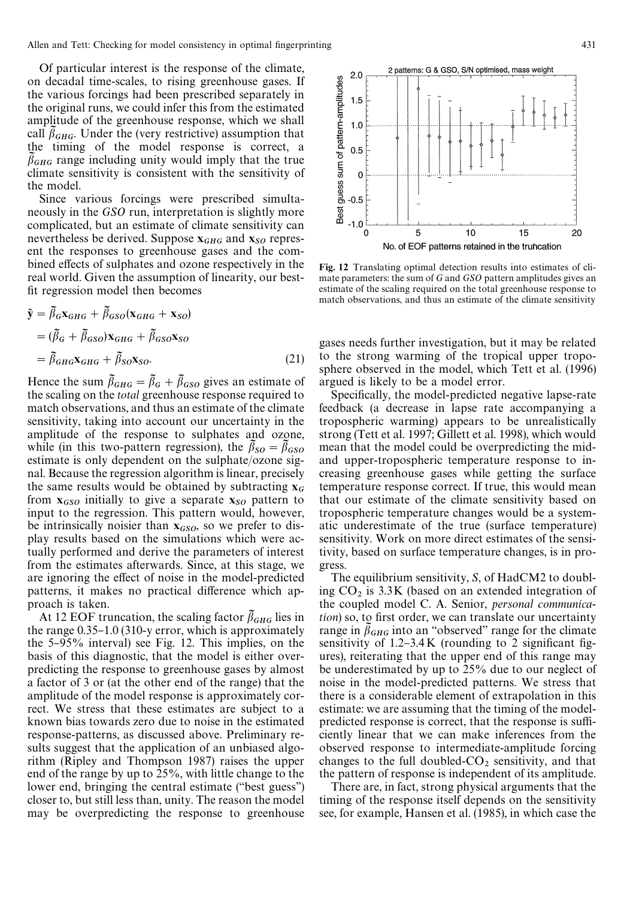Of particular interest is the response of the climate, on decadal time-scales, to rising greenhouse gases. If the various forcings had been prescribed separately in the original runs, we could infer this from the estimated amplitude of the greenhouse response, which we shall call $\tilde{\beta}_{GHG}$. Under the (very restrictive) assumption that the timing of the model response is correct, a $\tilde{\beta}_{GHG}$ range including unity would imply that the true climate sensitivity is consistent with the sensitivity of the model.

Since various forcings were prescribed simultaneously in the *GSO* run, interpretation is slightly more complicated, but an estimate of climate sensitivity can nevertheless be derived. Suppose $\mathbf{x}_{GHG}$ and $\mathbf{x}_{SO}$ represent the responses to greenhouse gases and the combined effects of sulphates and ozone respectively in the real world. Given the assumption of linearity, our best-fit regression model then becomes

$$
\begin{aligned}
\tilde{\mathbf{y}} &= \tilde{\beta}_G \mathbf{x}_{GHG} + \tilde{\beta}_{GSO}(\mathbf{x}_{GHG} + \mathbf{x}_{SO}) \\
&= (\tilde{\beta}_G + \tilde{\beta}_{GSO})\mathbf{x}_{GHG} + \tilde{\beta}_{GSO}\mathbf{x}_{SO} \\
&= \tilde{\beta}_{GHG}\mathbf{x}_{GHG} + \tilde{\beta}_{SO}\mathbf{x}_{SO}. \qquad (21)
\end{aligned}
$$

Hence the sum $\tilde{\beta}_{GHG} = \tilde{\beta}_G + \tilde{\beta}_{GSO}$ gives an estimate of the scaling on the *total* greenhouse response required to match observations, and thus an estimate of the climate sensitivity, taking into account our uncertainty in the amplitude of the response to sulphates and ozone, while (in this two-pattern regression), the $\tilde{\beta}_{SO} = \tilde{\beta}_{GSO}$ estimate is only dependent on the sulphate/ozone signal. Because the regression algorithm is linear, precisely the same results would be obtained by subtracting $\mathbf{x}_G$ from $\mathbf{x}_{GSO}$ initially to give a separate $\mathbf{x}_{SO}$ pattern to input to the regression. This pattern would, however, be intrinsically noisier than $\mathbf{x}_{GSO}$, so we prefer to display results based on the simulations which were actually performed and derive the parameters of interest from the estimates afterwards. Since, at this stage, we are ignoring the effect of noise in the model-predicted patterns, it makes no practical difference which approach is taken.

At 12 EOF truncation, the scaling factor $\tilde{\beta}_{GHG}$ lies in the range 0.35–1.0 (310-y error, which is approximately the 5–95% interval) see Fig. 12. This implies, on the basis of this diagnostic, that the model is either overpredicting the response to greenhouse gases by almost a factor of 3 or (at the other end of the range) that the amplitude of the model response is approximately correct. We stress that these estimates are subject to a known bias towards zero due to noise in the estimated response-patterns, as discussed above. Preliminary results suggest that the application of an unbiased algorithm (Ripley and Thompson 1987) raises the upper end of the range by up to 25%, with little change to the lower end, bringing the central estimate ("best guess") closer to, but still less than, unity. The reason the model may be overpredicting the response to greenhouse gases needs further investigation, but it may be related to the strong warming of the tropical upper troposphere observed in the model, which Tett et al. (1996) argued is likely to be a model error.

**Fig. 12** Translating optimal detection results into estimates of climate parameters: the sum of *G* and *GSO* pattern amplitudes gives an estimate of the scaling required on the total greenhouse response to match observations, and thus an estimate of the climate sensitivity

Specifically, the model-predicted negative lapse-rate feedback (a decrease in lapse rate accompanying a tropospheric warming) appears to be unrealistically strong (Tett et al. 1997; Gillett et al. 1998), which would mean that the model could be overpredicting the mid- and upper-tropospheric temperature response to increasing greenhouse gases while getting the surface temperature response correct. If true, this would mean that our estimate of the climate sensitivity based on tropospheric temperature changes would be a systematic underestimate of the true (surface temperature) sensitivity. Work on more direct estimates of the sensitivity, based on surface temperature changes, is in progress.

The equilibrium sensitivity, *S*, of HadCM2 to doubling $CO_2$ is 3.3K (based on an extended integration of the coupled model C. A. Senior, *personal communication*) so, to first order, we can translate our uncertainty range in $\tilde{\beta}_{GHG}$ into an "observed" range for the climate sensitivity of 1.2–3.4 K (rounding to 2 significant figures), reiterating that the upper end of this range may be underestimated by up to 25% due to our neglect of noise in the model-predicted patterns. We stress that there is a considerable element of extrapolation in this estimate: we are assuming that the timing of the model-predicted response is correct, that the response is sufficiently linear that we can make inferences from the observed response to intermediate-amplitude forcing changes to the full doubled-$CO_2$ sensitivity, and that the pattern of response is independent of its amplitude.

There are, in fact, strong physical arguments that the timing of the response itself depends on the sensitivity see, for example, Hansen et al. (1985), in which case the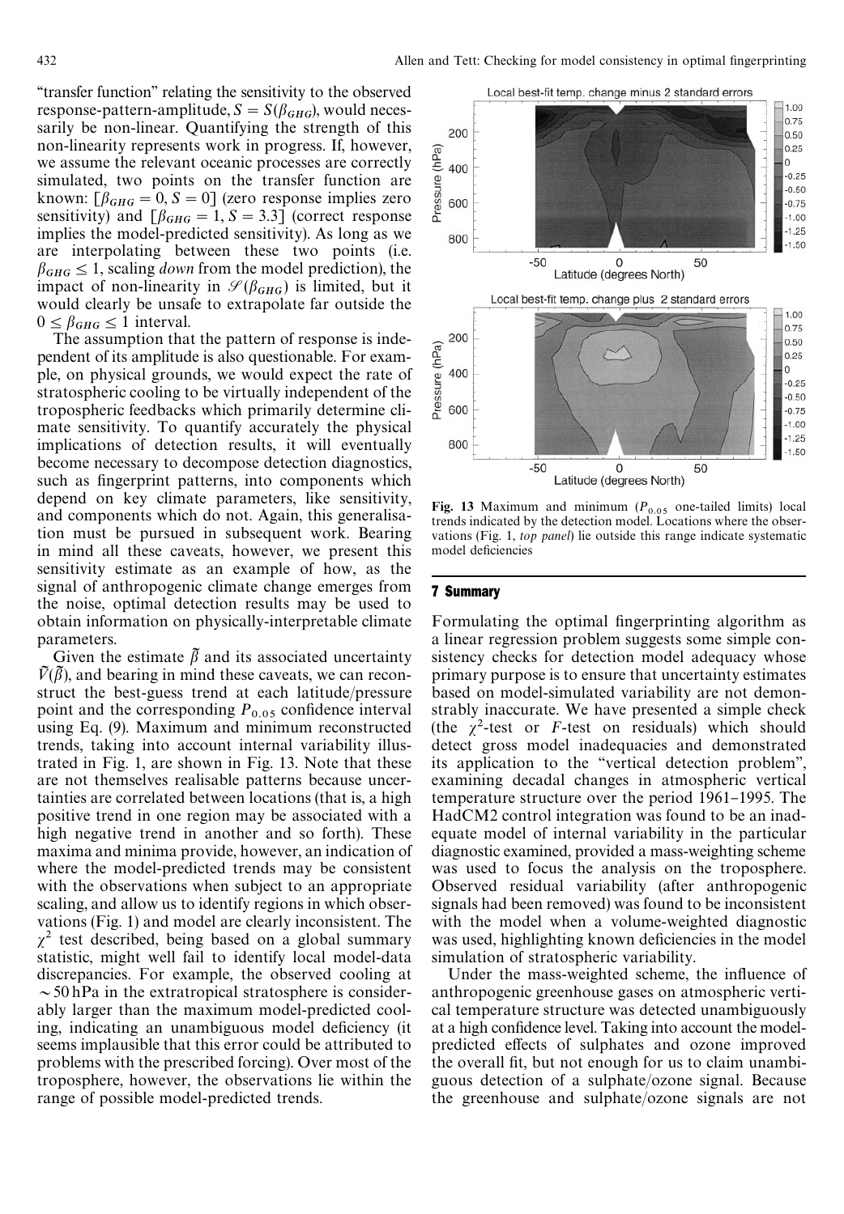"transfer function" relating the sensitivity to the observed response-pattern-amplitude, $S = S(\beta_{GHG})$, would necessarily be non-linear. Quantifying the strength of this non-linearity represents work in progress. If, however, we assume the relevant oceanic processes are correctly simulated, two points on the transfer function are known: $[\beta_{GHG} = 0, S = 0]$ (zero response implies zero sensitivity) and $[\beta_{GHG} = 1, S = 3.3]$ (correct response implies the model-predicted sensitivity). As long as we are interpolating between these two points (i.e. $\beta_{GHG} \leq 1$, scaling *down* from the model prediction), the impact of non-linearity in $\mathscr{S}(\beta_{GHG})$ is limited, but it would clearly be unsafe to extrapolate far outside the $0 \leq \beta_{GHG} \leq 1$ interval.

The assumption that the pattern of response is independent of its amplitude is also questionable. For example, on physical grounds, we would expect the rate of stratospheric cooling to be virtually independent of the tropospheric feedbacks which primarily determine climate sensitivity. To quantify accurately the physical implications of detection results, it will eventually become necessary to decompose detection diagnostics, such as fingerprint patterns, into components which depend on key climate parameters, like sensitivity, and components which do not. Again, this generalisation must be pursued in subsequent work. Bearing in mind all these caveats, however, we present this sensitivity estimate as an example of how, as the signal of anthropogenic climate change emerges from the noise, optimal detection results may be used to obtain information on physically-interpretable climate parameters.

Given the estimate $\tilde{\beta}$ and its associated uncertainty $\tilde{V}(\tilde{\beta})$, and bearing in mind these caveats, we can reconstruct the best-guess trend at each latitude/pressure point and the corresponding $P_{0.05}$ confidence interval using Eq. (9). Maximum and minimum reconstructed trends, taking into account internal variability illustrated in Fig. 1, are shown in Fig. 13. Note that these are not themselves realisable patterns because uncertainties are correlated between locations (that is, a high positive trend in one region may be associated with a high negative trend in another and so forth). These maxima and minima provide, however, an indication of where the model-predicted trends may be consistent with the observations when subject to an appropriate scaling, and allow us to identify regions in which observations (Fig. 1) and model are clearly inconsistent. The $\chi^2$ test described, being based on a global summary statistic, might well fail to identify local model-data discrepancies. For example, the observed cooling at $\sim 50$ hPa in the extratropical stratosphere is considerably larger than the maximum model-predicted cooling, indicating an unambiguous model deficiency (it seems implausible that this error could be attributed to problems with the prescribed forcing). Over most of the troposphere, however, the observations lie within the range of possible model-predicted trends.

**Fig. 13** Maximum and minimum ($P_{0.05}$ one-tailed limits) local trends indicated by the detection model. Locations where the observations (Fig. 1, *top panel*) lie outside this range indicate systematic model deficiencies

## 7 Summary

Formulating the optimal fingerprinting algorithm as a linear regression problem suggests some simple consistency checks for detection model adequacy whose primary purpose is to ensure that uncertainty estimates based on model-simulated variability are not demonstrably inaccurate. We have presented a simple check (the $\chi^2$-test or $F$-test on residuals) which should detect gross model inadequacies and demonstrated its application to the "vertical detection problem", examining decadal changes in atmospheric vertical temperature structure over the period 1961–1995. The HadCM2 control integration was found to be an inadequate model of internal variability in the particular diagnostic examined, provided a mass-weighting scheme was used to focus the analysis on the troposphere. Observed residual variability (after anthropogenic signals had been removed) was found to be inconsistent with the model when a volume-weighted diagnostic was used, highlighting known deficiencies in the model simulation of stratospheric variability.

Under the mass-weighted scheme, the influence of anthropogenic greenhouse gases on atmospheric vertical temperature structure was detected unambiguously at a high confidence level. Taking into account the model-predicted effects of sulphates and ozone improved the overall fit, but not enough for us to claim unambiguous detection of a sulphate/ozone signal. Because the greenhouse and sulphate/ozone signals are not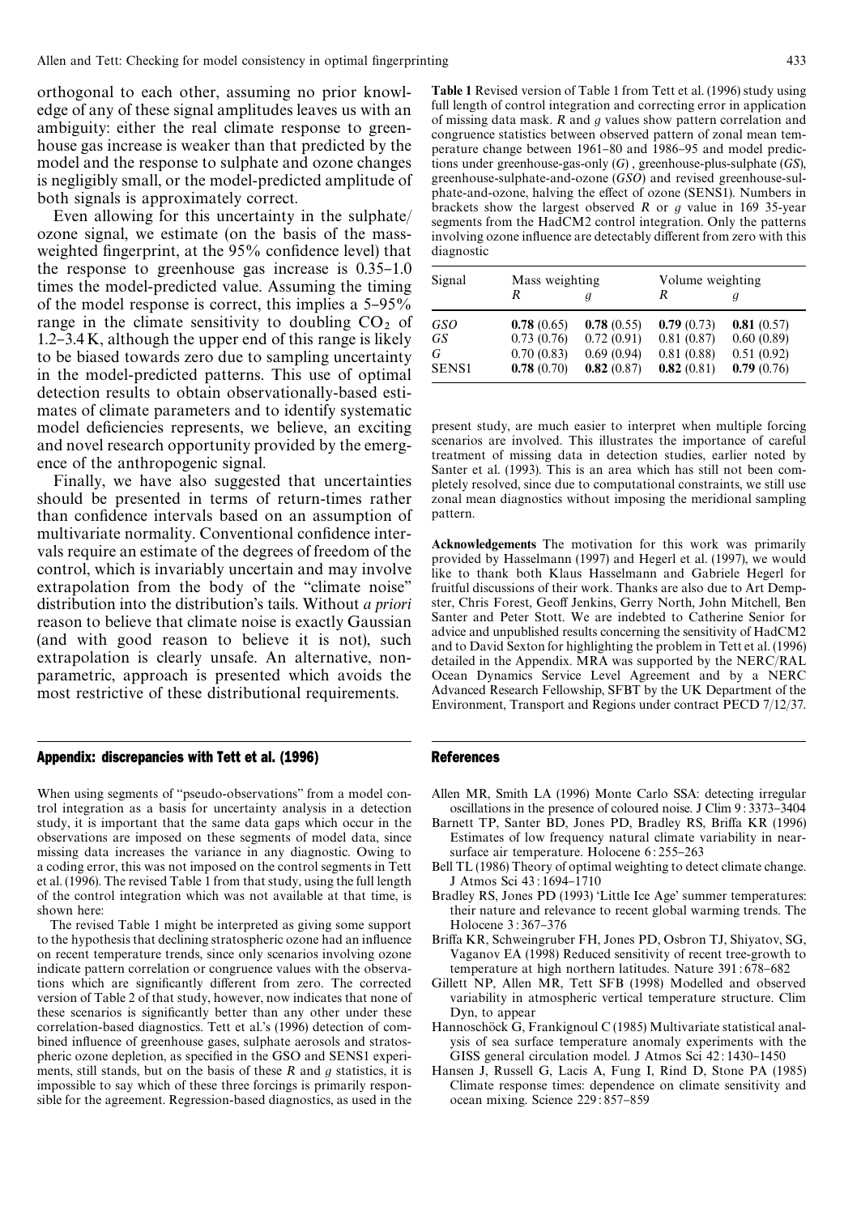orthogonal to each other, assuming no prior knowledge of any of these signal amplitudes leaves us with an ambiguity: either the real climate response to greenhouse gas increase is weaker than that predicted by the model and the response to sulphate and ozone changes is negligibly small, or the model-predicted amplitude of both signals is approximately correct.

Even allowing for this uncertainty in the sulphate/ozone signal, we estimate (on the basis of the mass-weighted fingerprint, at the 95% confidence level) that the response to greenhouse gas increase is 0.35–1.0 times the model-predicted value. Assuming the timing of the model response is correct, this implies a 5–95% range in the climate sensitivity to doubling $CO_2$ of 1.2–3.4 K, although the upper end of this range is likely to be biased towards zero due to sampling uncertainty in the model-predicted patterns. This use of optimal detection results to obtain observationally-based estimates of climate parameters and to identify systematic model deficiencies represents, we believe, an exciting and novel research opportunity provided by the emergence of the anthropogenic signal.

Finally, we have also suggested that uncertainties should be presented in terms of return-times rather than confidence intervals based on an assumption of multivariate normality. Conventional confidence intervals require an estimate of the degrees of freedom of the control, which is invariably uncertain and may involve extrapolation from the body of the "climate noise" distribution into the distribution's tails. Without *a priori* reason to believe that climate noise is exactly Gaussian (and with good reason to believe it is not), such extrapolation is clearly unsafe. An alternative, non-parametric, approach is presented which avoids the most restrictive of these distributional requirements.

## Appendix: discrepancies with Tett et al. (1996)

When using segments of "pseudo-observations" from a model control integration as a basis for uncertainty analysis in a detection study, it is important that the same data gaps which occur in the observations are imposed on these segments of model data, since missing data increases the variance in any diagnostic. Owing to a coding error, this was not imposed on the control segments in Tett et al. (1996). The revised Table 1 from that study, using the full length of the control integration which was not available at that time, is shown here:

**Table 1** Revised version of Table 1 from Tett et al. (1996) study using full length of control integration and correcting error in application of missing data mask. *R* and *g* values show pattern correlation and congruence statistics between observed pattern of zonal mean temperature change between 1961–80 and 1986–95 and model predictions under greenhouse-gas-only (*G*), greenhouse-plus-sulphate (*GS*), greenhouse-sulphate-and-ozone (*GSO*) and revised greenhouse-sulphate-and-ozone, halving the effect of ozone (SENS1). Numbers in brackets show the largest observed *R* or *g* value in 169 35-year segments from the HadCM2 control integration. Only the patterns involving ozone influence are detectably different from zero with this diagnostic

| Signal | Mass weighting | | Volume weighting | |
|---|---|---|---|---|
| | *R* | *g* | *R* | *g* |
| *GSO* | **0.78** (0.65) | **0.78** (0.55) | **0.79** (0.73) | **0.81** (0.57) |
| *GS* | 0.73 (0.76) | 0.72 (0.91) | 0.81 (0.87) | 0.60 (0.89) |
| *G* | 0.70 (0.83) | 0.69 (0.94) | 0.81 (0.88) | 0.51 (0.92) |
| SENS1 | **0.78** (0.70) | **0.82** (0.87) | **0.82** (0.81) | **0.79** (0.76) |

The revised Table 1 might be interpreted as giving some support to the hypothesis that declining stratospheric ozone had an influence on recent temperature trends, since only scenarios involving ozone indicate pattern correlation or congruence values with the observations which are significantly different from zero. The corrected version of Table 2 of that study, however, now indicates that none of these scenarios is significantly better than any other under these correlation-based diagnostics. Tett et al.'s (1996) detection of combined influence of greenhouse gases, sulphate aerosols and stratospheric ozone depletion, as specified in the GSO and SENS1 experiments, still stands, but on the basis of these *R* and *g* statistics, it is impossible to say which of these three forcings is primarily responsible for the agreement. Regression-based diagnostics, as used in the present study, are much easier to interpret when multiple forcing scenarios are involved. This illustrates the importance of careful treatment of missing data in detection studies, earlier noted by Santer et al. (1993). This is an area which has still not been completely resolved, since due to computational constraints, we still use zonal mean diagnostics without imposing the meridional sampling pattern.

**Acknowledgements** The motivation for this work was primarily provided by Hasselmann (1997) and Hegerl et al. (1997), we would like to thank both Klaus Hasselmann and Gabriele Hegerl for fruitful discussions of their work. Thanks are also due to Art Dempster, Chris Forest, Geoff Jenkins, Gerry North, John Mitchell, Ben Santer and Peter Stott. We are indebted to Catherine Senior for advice and unpublished results concerning the sensitivity of HadCM2 and to David Sexton for highlighting the problem in Tett et al. (1996) detailed in the Appendix. MRA was supported by the NERC/RAL Ocean Dynamics Service Level Agreement and by a NERC Advanced Research Fellowship, SFBT by the UK Department of the Environment, Transport and Regions under contract PECD 7/12/37.

## References

Allen MR, Smith LA (1996) Monte Carlo SSA: detecting irregular oscillations in the presence of coloured noise. J Clim 9:3373–3404

Barnett TP, Santer BD, Jones PD, Bradley RS, Briffa KR (1996) Estimates of low frequency natural climate variability in near-surface air temperature. Holocene 6:255–263

Bell TL (1986) Theory of optimal weighting to detect climate change. J Atmos Sci 43:1694–1710

Bradley RS, Jones PD (1993) 'Little Ice Age' summer temperatures: their nature and relevance to recent global warming trends. The Holocene 3:367–376

Briffa KR, Schweingruber FH, Jones PD, Osbron TJ, Shiyatov, SG, Vaganov EA (1998) Reduced sensitivity of recent tree-growth to temperature at high northern latitudes. Nature 391:678–682

Gillett NP, Allen MR, Tett SFB (1998) Modelled and observed variability in atmospheric vertical temperature structure. Clim Dyn, to appear

Hannoschöck G, Frankignoul C (1985) Multivariate statistical analysis of sea surface temperature anomaly experiments with the GISS general circulation model. J Atmos Sci 42:1430–1450

Hansen J, Russell G, Lacis A, Fung I, Rind D, Stone PA (1985) Climate response times: dependence on climate sensitivity and ocean mixing. Science 229:857–859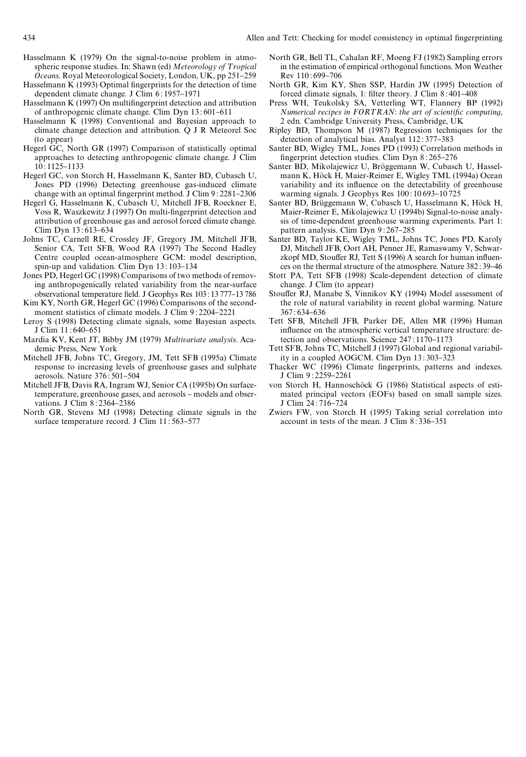Hasselmann K (1979) On the signal-to-noise problem in atmospheric response studies. In: Shawn (ed) *Meteorology of Tropical Oceans*. Royal Meteorological Society, London, UK, pp 251–259

Hasselmann K (1993) Optimal fingerprints for the detection of time dependent climate change. J Clim 6 : 1957–1971

Hasselmann K (1997) On multifingerprint detection and attribution of anthropogenic climate change. Clim Dyn 13 : 601–611

Hasselmann K (1998) Conventional and Bayesian approach to climate change detection and attribution. Q J R Meteorel Soc (to appear)

Hegerl GC, North GR (1997) Comparison of statistically optimal approaches to detecting anthropogenic climate change. J Clim 10 : 1125–1133

Hegerl GC, von Storch H, Hasselmann K, Santer BD, Cubasch U, Jones PD (1996) Detecting greenhouse gas-induced climate change with an optimal fingerprint method. J Clim 9 : 2281–2306

Hegerl G, Hasselmann K, Cubasch U, Mitchell JFB, Roeckner E, Voss R, Waszkewitz J (1997) On multi-fingerprint detection and attribution of greenhouse gas and aerosol forced climate change. Clim Dyn 13 : 613–634

Johns TC, Carnell RE, Crossley JF, Gregory JM, Mitchell JFB, Senior CA, Tett SFB, Wood RA (1997) The Second Hadley Centre coupled ocean-atmosphere GCM: model description, spin-up and validation. Clim Dyn 13 : 103–134

Jones PD, Hegerl GC (1998) Comparisons of two methods of removing anthropogenically related variability from the near-surface observational temperature field. J Geophys Res 103 : 13 777–13 786

Kim KY, North GR, Hegerl GC (1996) Comparisons of the second-moment statistics of climate models. J Clim 9 : 2204–2221

Leroy S (1998) Detecting climate signals, some Bayesian aspects. J Clim 11 : 640–651

Mardia KV, Kent JT, Bibby JM (1979) *Multivariate analysis*. Academic Press, New York

Mitchell JFB, Johns TC, Gregory, JM, Tett SFB (1995a) Climate response to increasing levels of greenhouse gases and sulphate aerosols. Nature 376 : 501–504

Mitchell JFB, Davis RA, Ingram WJ, Senior CA (1995b) On surface-temperature, greenhouse gases, and aerosols – models and observations. J Clim 8 : 2364–2386

North GR, Stevens MJ (1998) Detecting climate signals in the surface temperature record. J Clim 11 : 563–577

North GR, Bell TL, Cahalan RF, Moeng FJ (1982) Sampling errors in the estimation of empirical orthogonal functions. Mon Weather Rev 110 : 699–706

North GR, Kim KY, Shen SSP, Hardin JW (1995) Detection of forced climate signals, 1: filter theory. J Clim 8 : 401–408

Press WH, Teukolsky SA, Vetterling WT, Flannery BP (1992) *Numerical recipes in FORTRAN: the art of scientific computing*, 2 edn. Cambridge University Press, Cambridge, UK

Ripley BD, Thompson M (1987) Regression techniques for the detection of analytical bias. Analyst 112 : 377–383

Santer BD, Wigley TML, Jones PD (1993) Correlation methods in fingerprint detection studies. Clim Dyn 8 : 265–276

Santer BD, Mikolajewicz U, Brüggemann W, Cubasch U, Hasselmann K, Höck H, Maier-Reimer E, Wigley TML (1994a) Ocean variability and its influence on the detectability of greenhouse warming signals. J Geophys Res 100 : 10 693–10 725

Santer BD, Brüggemann W, Cubasch U, Hasselmann K, Höck H, Maier-Reimer E, Mikolajewicz U (1994b) Signal-to-noise analysis of time-dependent greenhouse warming experiments. Part 1: pattern analysis. Clim Dyn 9 : 267–285

Santer BD, Taylor KE, Wigley TML, Johns TC, Jones PD, Karoly DJ, Mitchell JFB, Oort AH, Penner JE, Ramaswamy V, Schwarzkopf MD, Stouffer RJ, Tett S (1996) A search for human influences on the thermal structure of the atmosphere. Nature 382 : 39–46

Stott PA, Tett SFB (1998) Scale-dependent detection of climate change. J Clim (to appear)

Stouffer RJ, Manabe S, Vinnikov KY (1994) Model assessment of the role of natural variability in recent global warming. Nature 367 : 634–636

Tett SFB, Mitchell JFB, Parker DE, Allen MR (1996) Human influence on the atmospheric vertical temperature structure: detection and observations. Science 247 : 1170–1173

Tett SFB, Johns TC, Mitchell J (1997) Global and regional variability in a coupled AOGCM. Clim Dyn 13 : 303–323

Thacker WC (1996) Climate fingerprints, patterns and indexes. J Clim 9 : 2259–2261

von Storch H, Hannoschöck G (1986) Statistical aspects of estimated principal vectors (EOFs) based on small sample sizes. J Clim 24 : 716–724

Zwiers FW, von Storch H (1995) Taking serial correlation into account in tests of the mean. J Clim 8 : 336–351